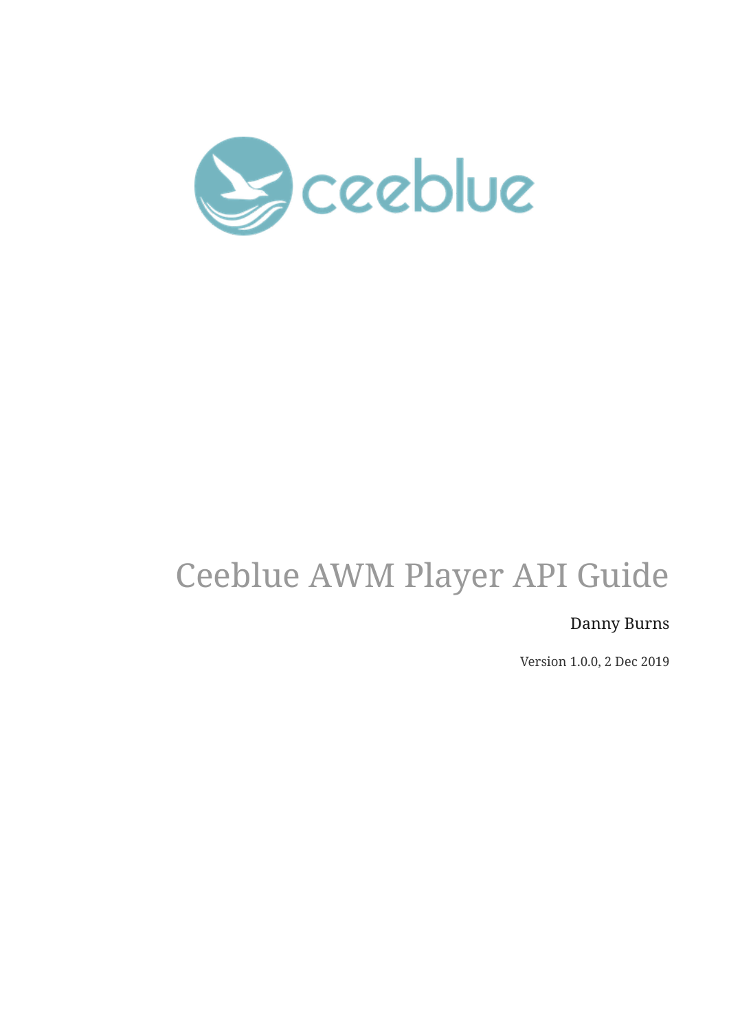ceeblue

# Ceeblue AWM Player API Guide

Danny Burns

Version 1.0.0, 2 Dec 2019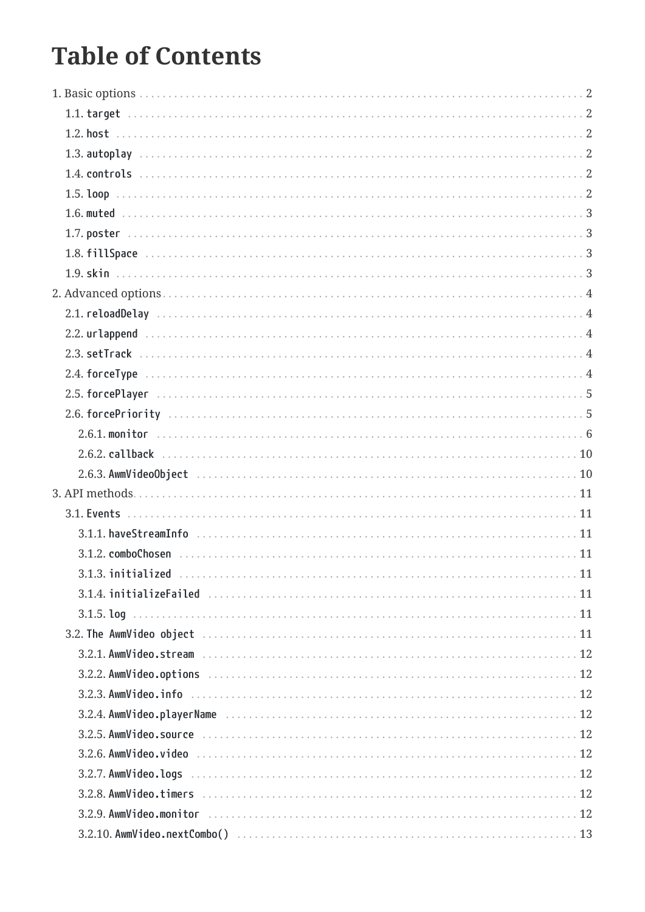# Table of Contents

- 1. Basic options . . . 2
  - 1.1. `target` . . . 2
  - 1.2. `host` . . . 2
  - 1.3. `autoplay` . . . 2
  - 1.4. `controls` . . . 2
  - 1.5. `loop` . . . 2
  - 1.6. `muted` . . . 3
  - 1.7. `poster` . . . 3
  - 1.8. `fillSpace` . . . 3
  - 1.9. `skin` . . . 3
- 2. Advanced options . . . 4
  - 2.1. `reloadDelay` . . . 4
  - 2.2. `urlappend` . . . 4
  - 2.3. `setTrack` . . . 4
  - 2.4. `forceType` . . . 4
  - 2.5. `forcePlayer` . . . 5
  - 2.6. `forcePriority` . . . 5
    - 2.6.1. `monitor` . . . 6
    - 2.6.2. `callback` . . . 10
    - 2.6.3. `AwmVideoObject` . . . 10
- 3. API methods . . . 11
  - 3.1. `Events` . . . 11
    - 3.1.1. `haveStreamInfo` . . . 11
    - 3.1.2. `comboChosen` . . . 11
    - 3.1.3. `initialized` . . . 11
    - 3.1.4. `initializeFailed` . . . 11
    - 3.1.5. `log` . . . 11
  - 3.2. `The AwmVideo object` . . . 11
    - 3.2.1. `AwmVideo.stream` . . . 12
    - 3.2.2. `AwmVideo.options` . . . 12
    - 3.2.3. `AwmVideo.info` . . . 12
    - 3.2.4. `AwmVideo.playerName` . . . 12
    - 3.2.5. `AwmVideo.source` . . . 12
    - 3.2.6. `AwmVideo.video` . . . 12
    - 3.2.7. `AwmVideo.logs` . . . 12
    - 3.2.8. `AwmVideo.timers` . . . 12
    - 3.2.9. `AwmVideo.monitor` . . . 12
    - 3.2.10. `AwmVideo.nextCombo()` . . . 13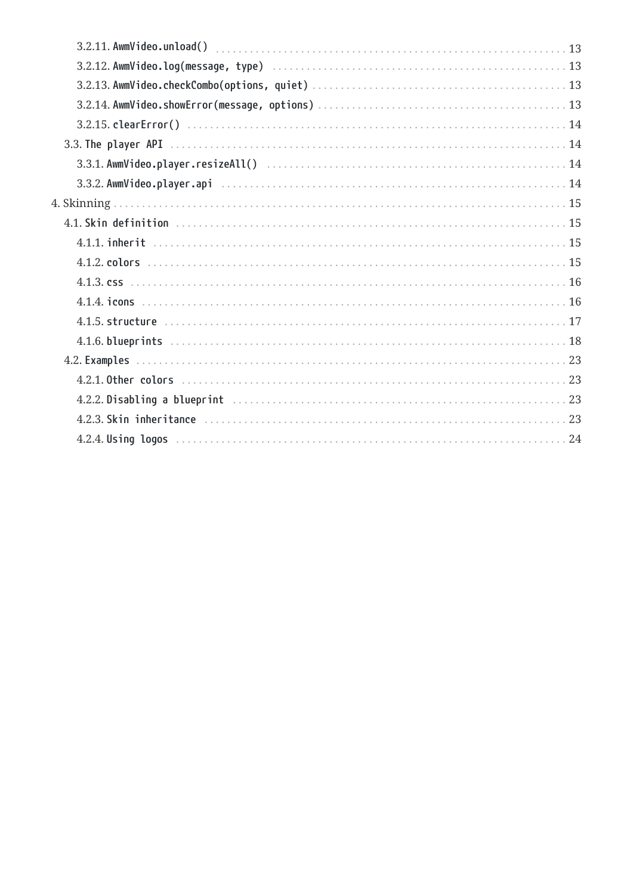- 3.2.11. `AwmVideo.unload()` ........ 13
- 3.2.12. `AwmVideo.log(message, type)` ........ 13
- 3.2.13. `AwmVideo.checkCombo(options, quiet)` ........ 13
- 3.2.14. `AwmVideo.showError(message, options)` ........ 13
- 3.2.15. `clearError()` ........ 14
- 3.3. `The player API` ........ 14
  - 3.3.1. `AwmVideo.player.resizeAll()` ........ 14
  - 3.3.2. `AwmVideo.player.api` ........ 14
- 4. Skinning ........ 15
  - 4.1. `Skin definition` ........ 15
    - 4.1.1. `inherit` ........ 15
    - 4.1.2. `colors` ........ 15
    - 4.1.3. `css` ........ 16
    - 4.1.4. `icons` ........ 16
    - 4.1.5. `structure` ........ 17
    - 4.1.6. `blueprints` ........ 18
  - 4.2. `Examples` ........ 23
    - 4.2.1. `Other colors` ........ 23
    - 4.2.2. `Disabling a blueprint` ........ 23
    - 4.2.3. `Skin inheritance` ........ 23
    - 4.2.4. `Using logos` ........ 24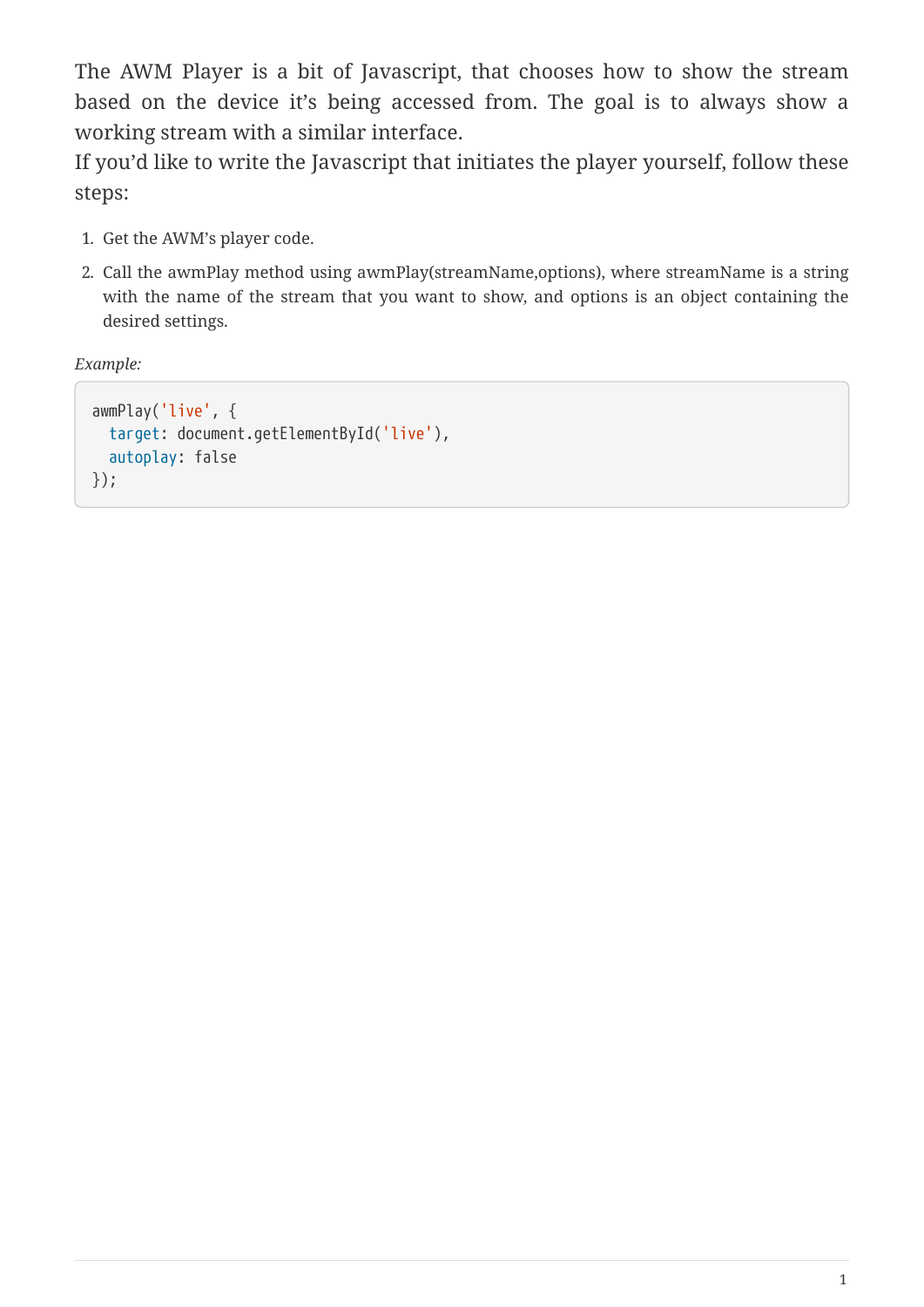The AWM Player is a bit of Javascript, that chooses how to show the stream based on the device it's being accessed from. The goal is to always show a working stream with a similar interface.
If you'd like to write the Javascript that initiates the player yourself, follow these steps:

1. Get the AWM's player code.
2. Call the awmPlay method using awmPlay(streamName,options), where streamName is a string with the name of the stream that you want to show, and options is an object containing the desired settings.

*Example:*

```
awmPlay('live', {
  target: document.getElementById('live'),
  autoplay: false
});
```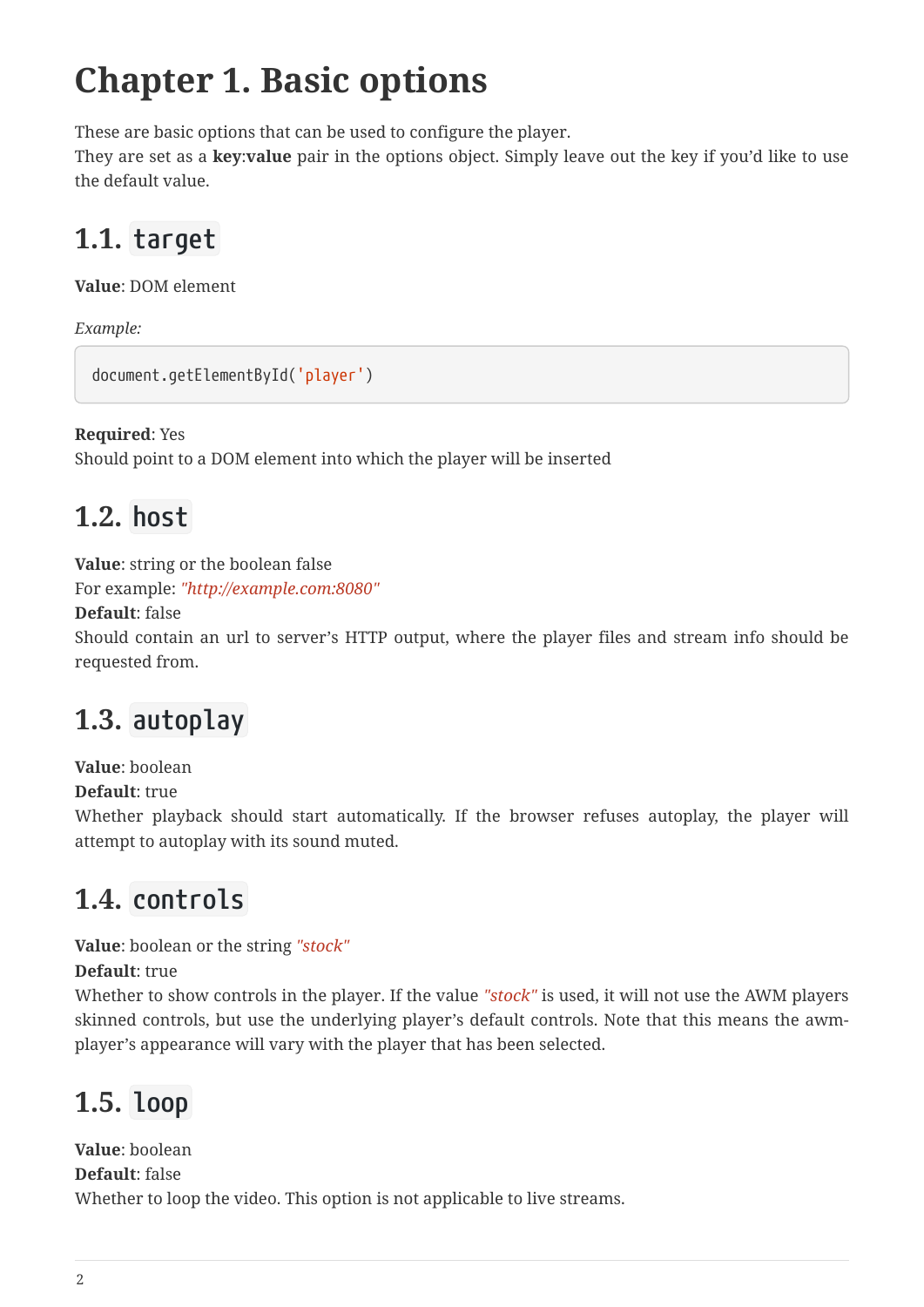# Chapter 1. Basic options

These are basic options that can be used to configure the player.
They are set as a **key**:**value** pair in the options object. Simply leave out the key if you'd like to use the default value.

## 1.1. `target`

**Value**: DOM element

*Example:*

```
document.getElementById('player')
```

**Required**: Yes
Should point to a DOM element into which the player will be inserted

## 1.2. `host`

**Value**: string or the boolean false
For example: *"http://example.com:8080"*
**Default**: false
Should contain an url to server's HTTP output, where the player files and stream info should be requested from.

## 1.3. `autoplay`

**Value**: boolean
**Default**: true
Whether playback should start automatically. If the browser refuses autoplay, the player will attempt to autoplay with its sound muted.

## 1.4. `controls`

**Value**: boolean or the string *"stock"*
**Default**: true
Whether to show controls in the player. If the value *"stock"* is used, it will not use the AWM players skinned controls, but use the underlying player's default controls. Note that this means the awm-player's appearance will vary with the player that has been selected.

## 1.5. `loop`

**Value**: boolean
**Default**: false
Whether to loop the video. This option is not applicable to live streams.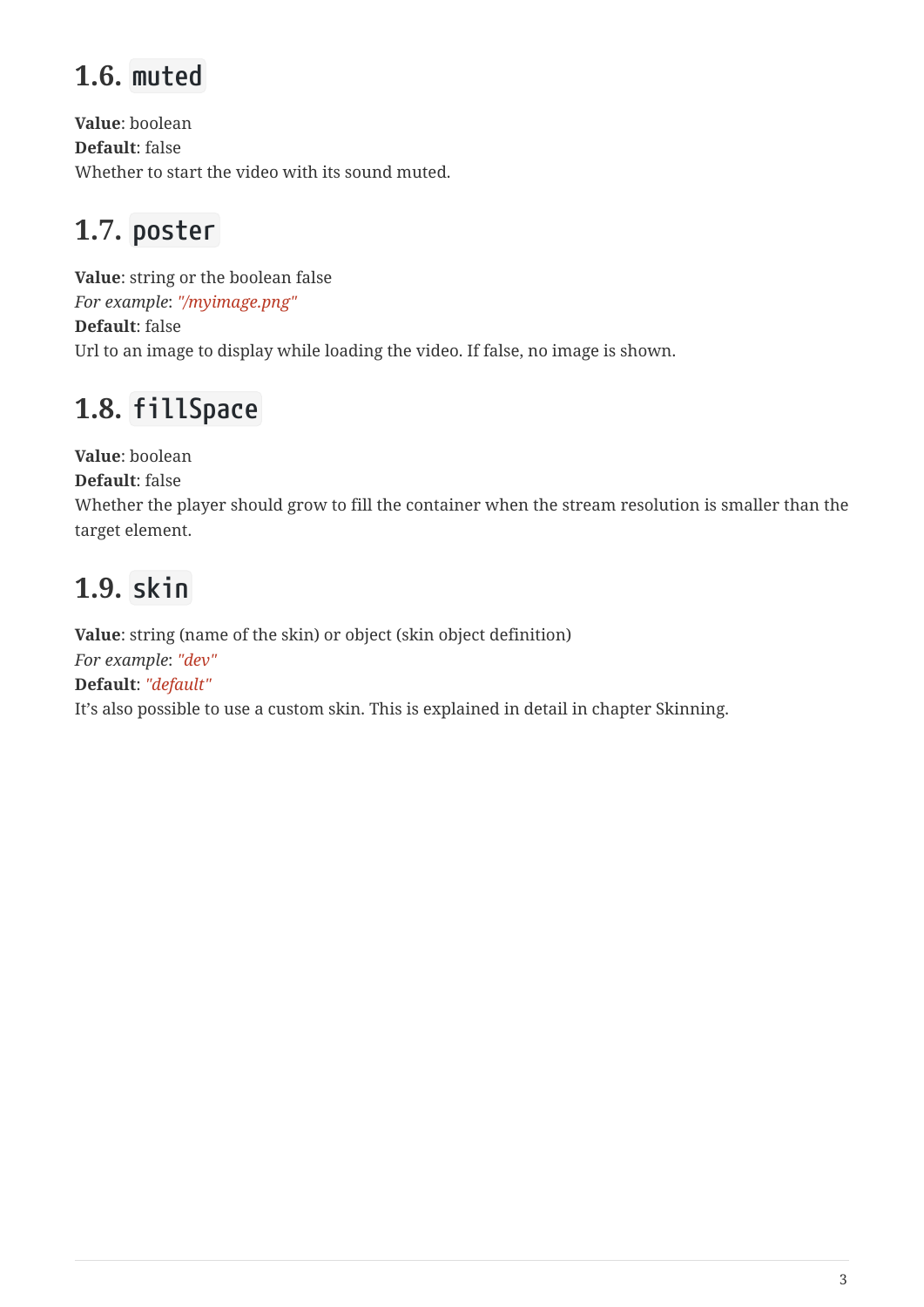## 1.6. `muted`

**Value**: boolean
**Default**: false
Whether to start the video with its sound muted.

## 1.7. `poster`

**Value**: string or the boolean false
*For example*: *"/myimage.png"*
**Default**: false
Url to an image to display while loading the video. If false, no image is shown.

## 1.8. `fillSpace`

**Value**: boolean
**Default**: false
Whether the player should grow to fill the container when the stream resolution is smaller than the target element.

## 1.9. `skin`

**Value**: string (name of the skin) or object (skin object definition)
*For example*: *"dev"*
**Default**: *"default"*
It's also possible to use a custom skin. This is explained in detail in chapter Skinning.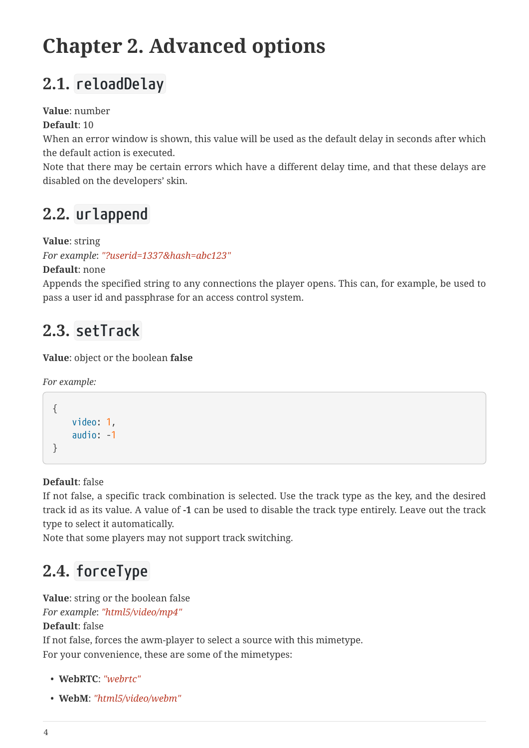# Chapter 2. Advanced options

## 2.1. `reloadDelay`

**Value**: number
**Default**: 10
When an error window is shown, this value will be used as the default delay in seconds after which the default action is executed.
Note that there may be certain errors which have a different delay time, and that these delays are disabled on the developers' skin.

## 2.2. `urlappend`

**Value**: string
*For example*: *"?userid=1337&hash=abc123"*
**Default**: none
Appends the specified string to any connections the player opens. This can, for example, be used to pass a user id and passphrase for an access control system.

## 2.3. `setTrack`

**Value**: object or the boolean **false**

*For example:*

```
{
    video: 1,
    audio: -1
}
```

**Default**: false
If not false, a specific track combination is selected. Use the track type as the key, and the desired track id as its value. A value of **-1** can be used to disable the track type entirely. Leave out the track type to select it automatically.
Note that some players may not support track switching.

## 2.4. `forceType`

**Value**: string or the boolean false
*For example*: *"html5/video/mp4"*
**Default**: false
If not false, forces the awm-player to select a source with this mimetype.
For your convenience, these are some of the mimetypes:

- **WebRTC**: *"webrtc"*
- **WebM**: *"html5/video/webm"*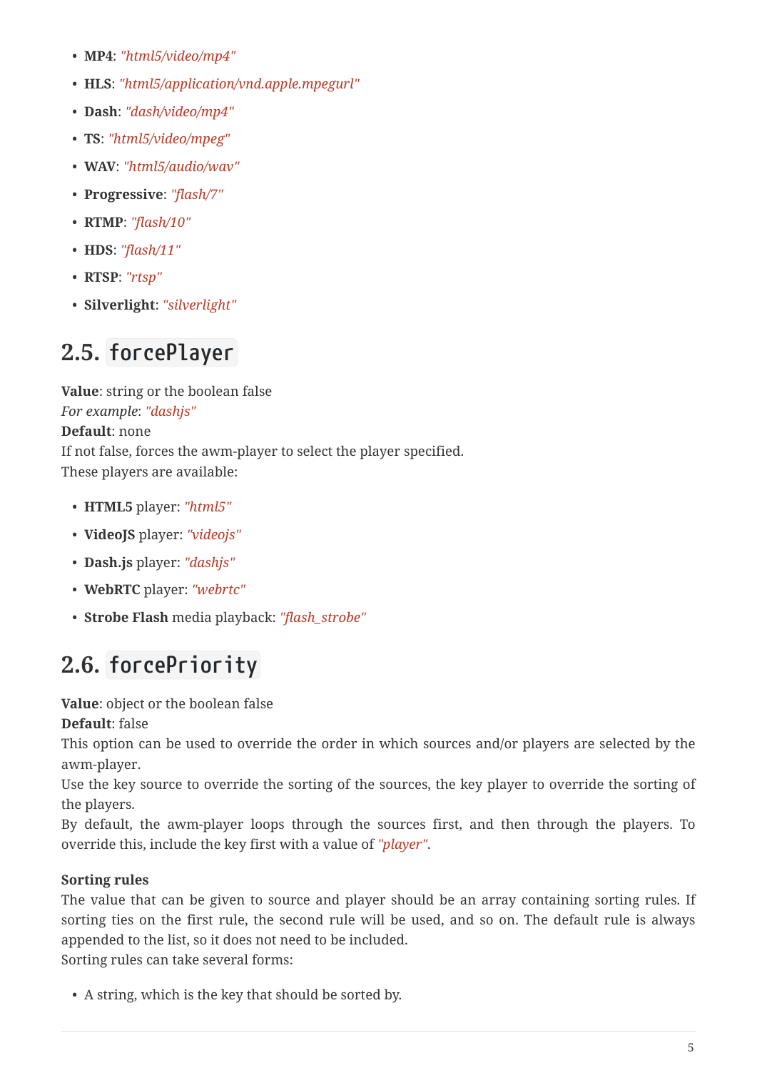- **MP4**: *"html5/video/mp4"*
- **HLS**: *"html5/application/vnd.apple.mpegurl"*
- **Dash**: *"dash/video/mp4"*
- **TS**: *"html5/video/mpeg"*
- **WAV**: *"html5/audio/wav"*
- **Progressive**: *"flash/7"*
- **RTMP**: *"flash/10"*
- **HDS**: *"flash/11"*
- **RTSP**: *"rtsp"*
- **Silverlight**: *"silverlight"*

## 2.5. `forcePlayer`

**Value**: string or the boolean false
*For example*: *"dashjs"*
**Default**: none
If not false, forces the awm-player to select the player specified.
These players are available:

- **HTML5** player: *"html5"*
- **VideoJS** player: *"videojs"*
- **Dash.js** player: *"dashjs"*
- **WebRTC** player: *"webrtc"*
- **Strobe Flash** media playback: *"flash_strobe"*

## 2.6. `forcePriority`

**Value**: object or the boolean false
**Default**: false
This option can be used to override the order in which sources and/or players are selected by the awm-player.
Use the key source to override the sorting of the sources, the key player to override the sorting of the players.
By default, the awm-player loops through the sources first, and then through the players. To override this, include the key first with a value of *"player"*.

**Sorting rules**
The value that can be given to source and player should be an array containing sorting rules. If sorting ties on the first rule, the second rule will be used, and so on. The default rule is always appended to the list, so it does not need to be included.
Sorting rules can take several forms:

- A string, which is the key that should be sorted by.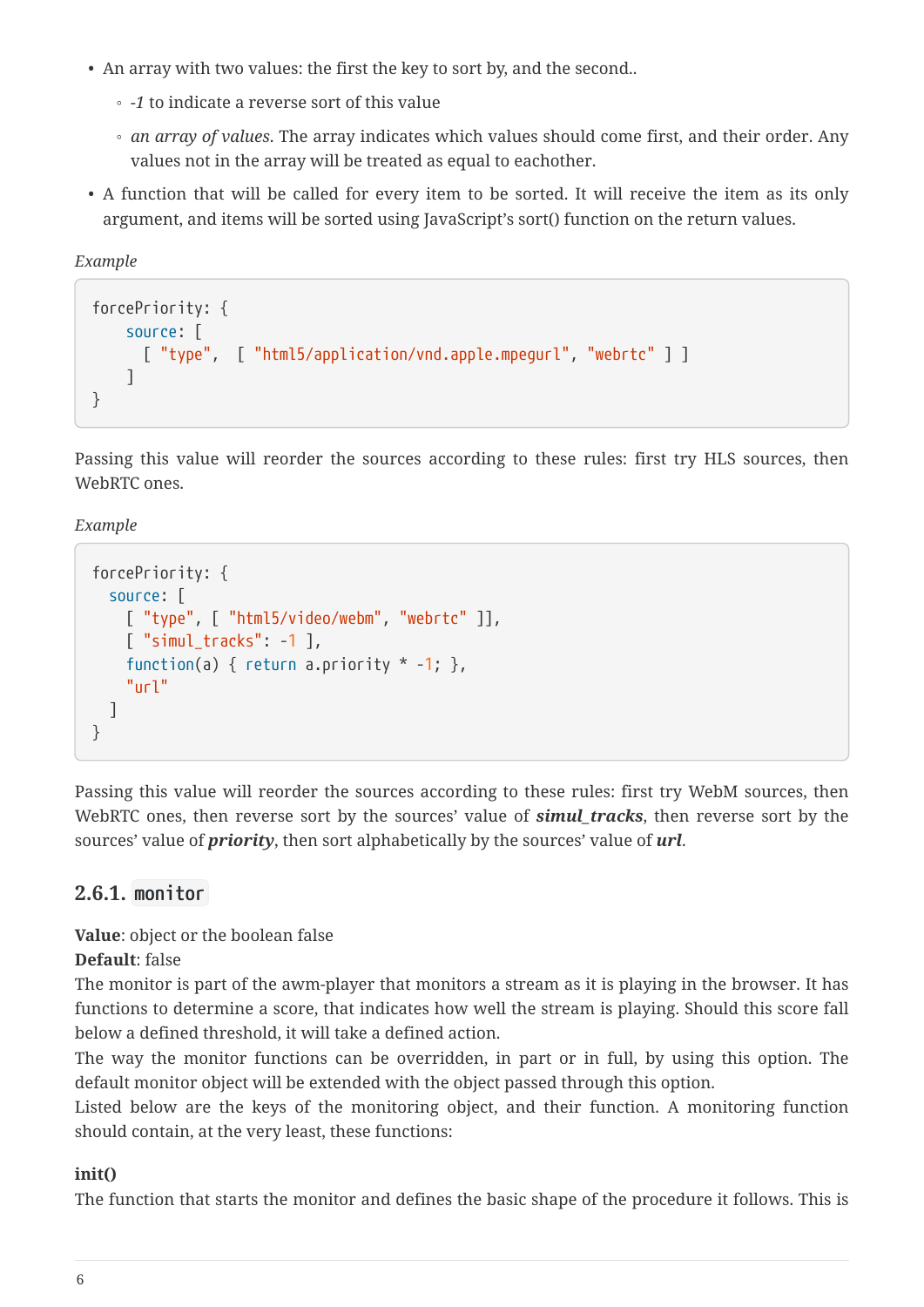- An array with two values: the first the key to sort by, and the second..
  - *-1* to indicate a reverse sort of this value
  - *an array of values*. The array indicates which values should come first, and their order. Any values not in the array will be treated as equal to eachother.
- A function that will be called for every item to be sorted. It will receive the item as its only argument, and items will be sorted using JavaScript's sort() function on the return values.

*Example*

```
forcePriority: {
    source: [
      [ "type",  [ "html5/application/vnd.apple.mpegurl", "webrtc" ] ]
    ]
}
```

Passing this value will reorder the sources according to these rules: first try HLS sources, then WebRTC ones.

*Example*

```
forcePriority: {
  source: [
    [ "type", [ "html5/video/webm", "webrtc" ]],
    [ "simul_tracks": -1 ],
    function(a) { return a.priority * -1; },
    "url"
  ]
}
```

Passing this value will reorder the sources according to these rules: first try WebM sources, then WebRTC ones, then reverse sort by the sources' value of ***simul_tracks***, then reverse sort by the sources' value of ***priority***, then sort alphabetically by the sources' value of ***url***.

### 2.6.1. `monitor`

**Value**: object or the boolean false
**Default**: false
The monitor is part of the awm-player that monitors a stream as it is playing in the browser. It has functions to determine a score, that indicates how well the stream is playing. Should this score fall below a defined threshold, it will take a defined action.
The way the monitor functions can be overridden, in part or in full, by using this option. The default monitor object will be extended with the object passed through this option.
Listed below are the keys of the monitoring object, and their function. A monitoring function should contain, at the very least, these functions:

**init()**
The function that starts the monitor and defines the basic shape of the procedure it follows. This is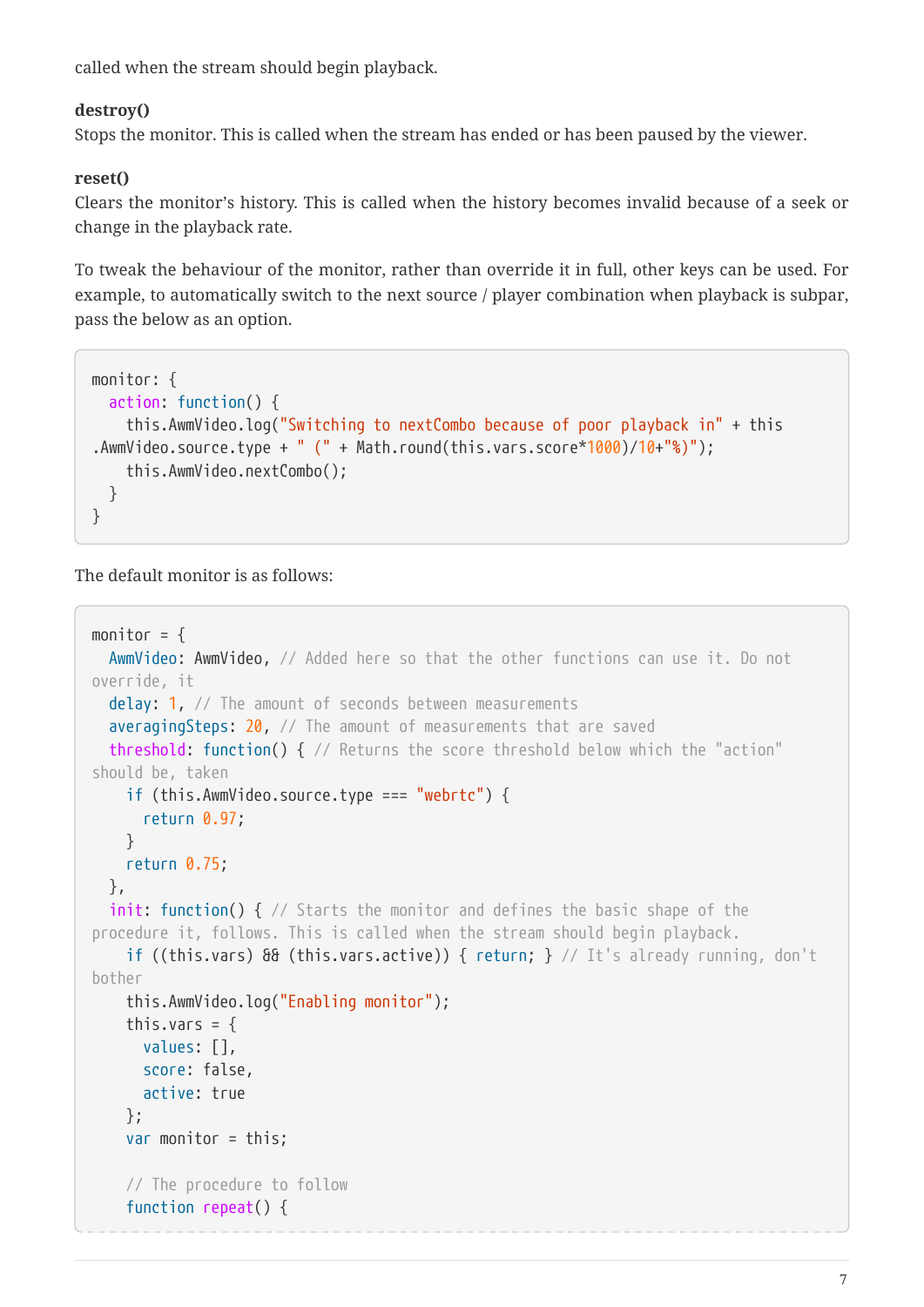called when the stream should begin playback.

**destroy()**
Stops the monitor. This is called when the stream has ended or has been paused by the viewer.

**reset()**
Clears the monitor's history. This is called when the history becomes invalid because of a seek or change in the playback rate.

To tweak the behaviour of the monitor, rather than override it in full, other keys can be used. For example, to automatically switch to the next source / player combination when playback is subpar, pass the below as an option.

```
monitor: {
  action: function() {
    this.AwmVideo.log("Switching to nextCombo because of poor playback in" + this
.AwmVideo.source.type + " (" + Math.round(this.vars.score*1000)/10+"%)");
    this.AwmVideo.nextCombo();
  }
}
```

The default monitor is as follows:

```
monitor = {
  AwmVideo: AwmVideo, // Added here so that the other functions can use it. Do not
override, it
  delay: 1, // The amount of seconds between measurements
  averagingSteps: 20, // The amount of measurements that are saved
  threshold: function() { // Returns the score threshold below which the "action"
should be, taken
    if (this.AwmVideo.source.type === "webrtc") {
      return 0.97;
    }
    return 0.75;
  },
  init: function() { // Starts the monitor and defines the basic shape of the
procedure it, follows. This is called when the stream should begin playback.
    if ((this.vars) && (this.vars.active)) { return; } // It's already running, don't
bother
    this.AwmVideo.log("Enabling monitor");
    this.vars = {
      values: [],
      score: false,
      active: true
    };
    var monitor = this;

    // The procedure to follow
    function repeat() {
```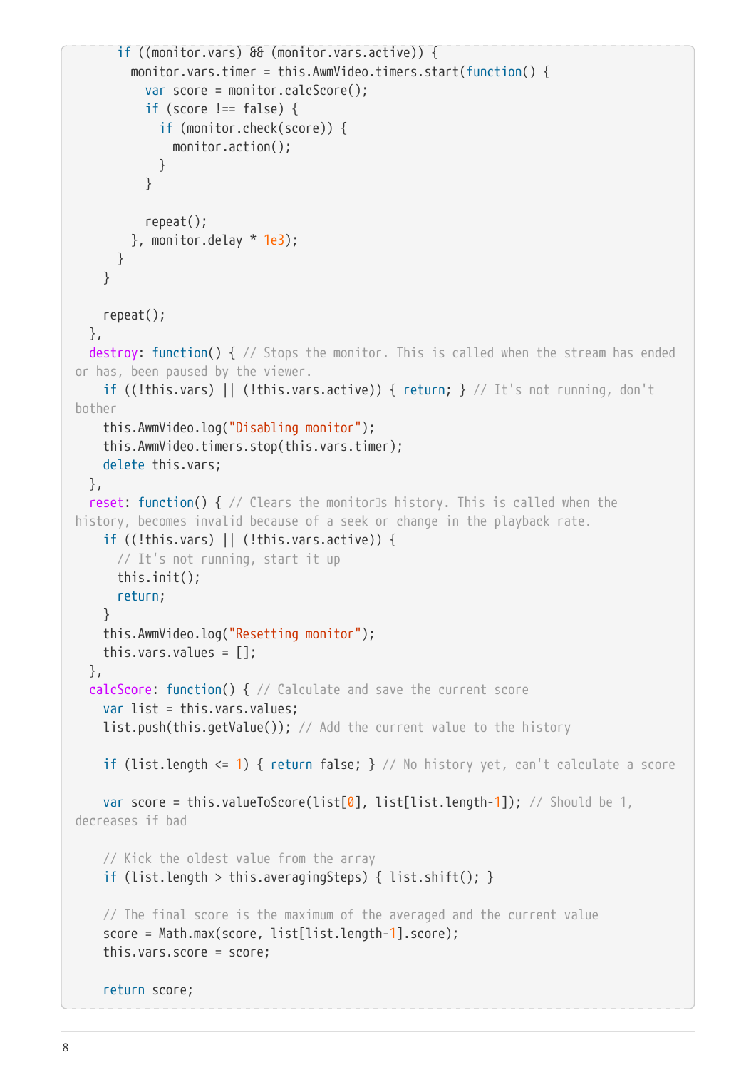```
      if ((monitor.vars) && (monitor.vars.active)) {
        monitor.vars.timer = this.AwmVideo.timers.start(function() {
          var score = monitor.calcScore();
          if (score !== false) {
            if (monitor.check(score)) {
              monitor.action();
            }
          }

          repeat();
        }, monitor.delay * 1e3);
      }
    }

    repeat();
  },
  destroy: function() { // Stops the monitor. This is called when the stream has ended or has, been paused by the viewer.
    if ((!this.vars) || (!this.vars.active)) { return; } // It's not running, don't bother
    this.AwmVideo.log("Disabling monitor");
    this.AwmVideo.timers.stop(this.vars.timer);
    delete this.vars;
  },
  reset: function() { // Clears the monitor's history. This is called when the history, becomes invalid because of a seek or change in the playback rate.
    if ((!this.vars) || (!this.vars.active)) {
      // It's not running, start it up
      this.init();
      return;
    }
    this.AwmVideo.log("Resetting monitor");
    this.vars.values = [];
  },
  calcScore: function() { // Calculate and save the current score
    var list = this.vars.values;
    list.push(this.getValue()); // Add the current value to the history

    if (list.length <= 1) { return false; } // No history yet, can't calculate a score

    var score = this.valueToScore(list[0], list[list.length-1]); // Should be 1, decreases if bad

    // Kick the oldest value from the array
    if (list.length > this.averagingSteps) { list.shift(); }

    // The final score is the maximum of the averaged and the current value
    score = Math.max(score, list[list.length-1].score);
    this.vars.score = score;

    return score;
```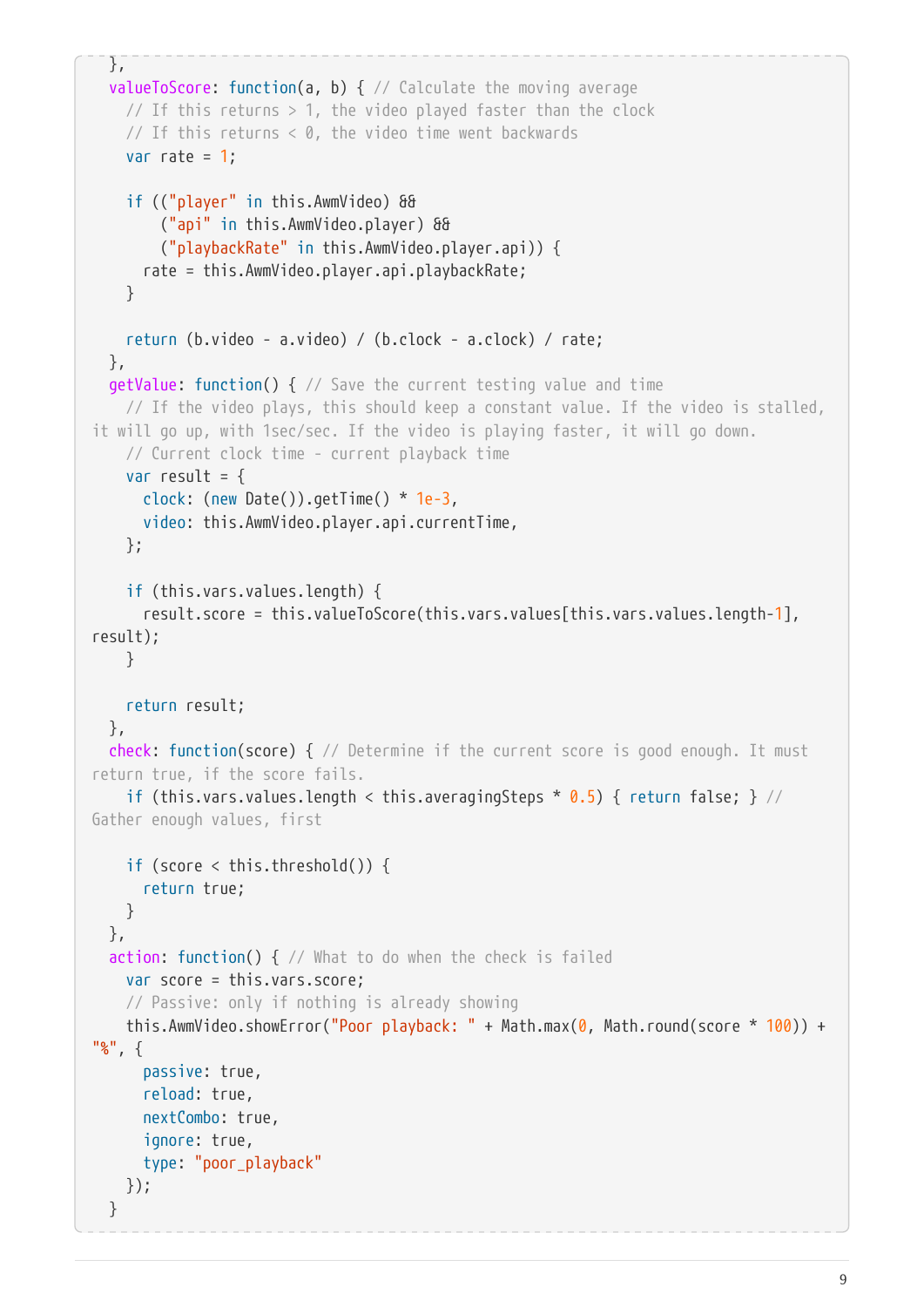```
  },
  valueToScore: function(a, b) { // Calculate the moving average
    // If this returns > 1, the video played faster than the clock
    // If this returns < 0, the video time went backwards
    var rate = 1;

    if (("player" in this.AwmVideo) &&
        ("api" in this.AwmVideo.player) &&
        ("playbackRate" in this.AwmVideo.player.api)) {
      rate = this.AwmVideo.player.api.playbackRate;
    }

    return (b.video - a.video) / (b.clock - a.clock) / rate;
  },
  getValue: function() { // Save the current testing value and time
    // If the video plays, this should keep a constant value. If the video is stalled,
it will go up, with 1sec/sec. If the video is playing faster, it will go down.
    // Current clock time - current playback time
    var result = {
      clock: (new Date()).getTime() * 1e-3,
      video: this.AwmVideo.player.api.currentTime,
    };

    if (this.vars.values.length) {
      result.score = this.valueToScore(this.vars.values[this.vars.values.length-1],
result);
    }

    return result;
  },
  check: function(score) { // Determine if the current score is good enough. It must
return true, if the score fails.
    if (this.vars.values.length < this.averagingSteps * 0.5) { return false; } //
Gather enough values, first

    if (score < this.threshold()) {
      return true;
    }
  },
  action: function() { // What to do when the check is failed
    var score = this.vars.score;
    // Passive: only if nothing is already showing
    this.AwmVideo.showError("Poor playback: " + Math.max(0, Math.round(score * 100)) +
"%", {
      passive: true,
      reload: true,
      nextCombo: true,
      ignore: true,
      type: "poor_playback"
    });
  }
```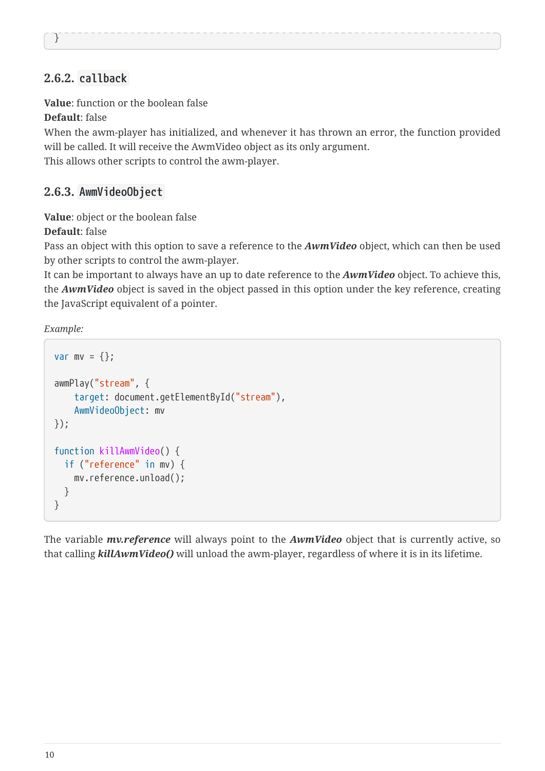```
}
```

### 2.6.2. `callback`

**Value**: function or the boolean false
**Default**: false
When the awm-player has initialized, and whenever it has thrown an error, the function provided will be called. It will receive the AwmVideo object as its only argument.
This allows other scripts to control the awm-player.

### 2.6.3. `AwmVideoObject`

**Value**: object or the boolean false
**Default**: false
Pass an object with this option to save a reference to the ***AwmVideo*** object, which can then be used by other scripts to control the awm-player.
It can be important to always have an up to date reference to the ***AwmVideo*** object. To achieve this, the ***AwmVideo*** object is saved in the object passed in this option under the key reference, creating the JavaScript equivalent of a pointer.

*Example:*

```
var mv = {};

awmPlay("stream", {
    target: document.getElementById("stream"),
    AwmVideoObject: mv
});

function killAwmVideo() {
  if ("reference" in mv) {
    mv.reference.unload();
  }
}
```

The variable ***mv.reference*** will always point to the ***AwmVideo*** object that is currently active, so that calling ***killAwmVideo()*** will unload the awm-player, regardless of where it is in its lifetime.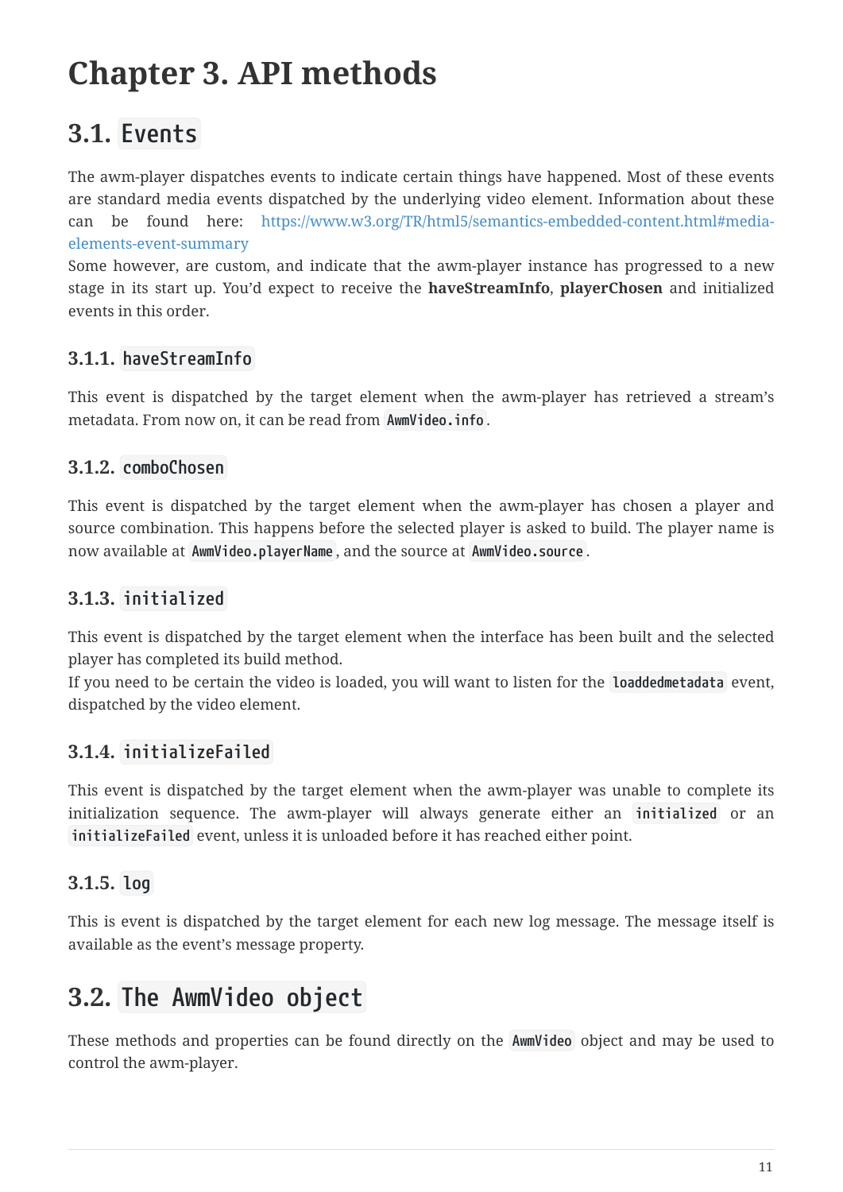# Chapter 3. API methods

## 3.1. `Events`

The awm-player dispatches events to indicate certain things have happened. Most of these events are standard media events dispatched by the underlying video element. Information about these can be found here: https://www.w3.org/TR/html5/semantics-embedded-content.html#media-elements-event-summary

Some however, are custom, and indicate that the awm-player instance has progressed to a new stage in its start up. You'd expect to receive the **haveStreamInfo**, **playerChosen** and initialized events in this order.

### 3.1.1. `haveStreamInfo`

This event is dispatched by the target element when the awm-player has retrieved a stream's metadata. From now on, it can be read from `AwmVideo.info`.

### 3.1.2. `comboChosen`

This event is dispatched by the target element when the awm-player has chosen a player and source combination. This happens before the selected player is asked to build. The player name is now available at `AwmVideo.playerName`, and the source at `AwmVideo.source`.

### 3.1.3. `initialized`

This event is dispatched by the target element when the interface has been built and the selected player has completed its build method.

If you need to be certain the video is loaded, you will want to listen for the `loaddedmetadata` event, dispatched by the video element.

### 3.1.4. `initializeFailed`

This event is dispatched by the target element when the awm-player was unable to complete its initialization sequence. The awm-player will always generate either an `initialized` or an `initializeFailed` event, unless it is unloaded before it has reached either point.

### 3.1.5. `log`

This is event is dispatched by the target element for each new log message. The message itself is available as the event's message property.

## 3.2. `The AwmVideo object`

These methods and properties can be found directly on the `AwmVideo` object and may be used to control the awm-player.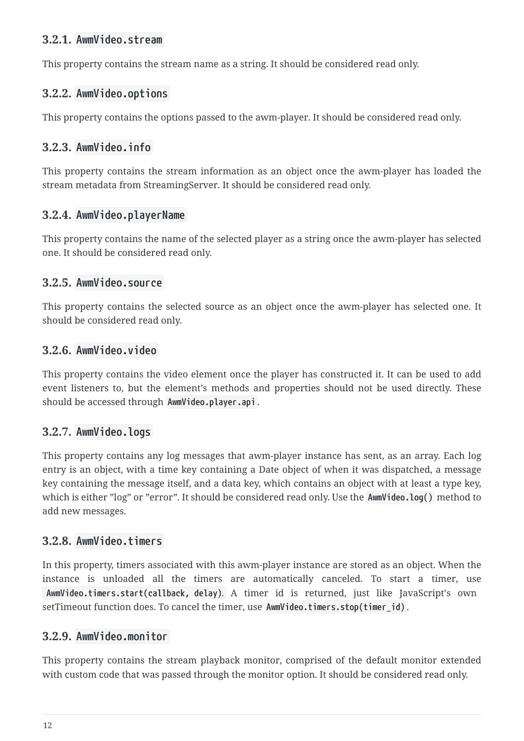### 3.2.1. `AwmVideo.stream`

This property contains the stream name as a string. It should be considered read only.

### 3.2.2. `AwmVideo.options`

This property contains the options passed to the awm-player. It should be considered read only.

### 3.2.3. `AwmVideo.info`

This property contains the stream information as an object once the awm-player has loaded the stream metadata from StreamingServer. It should be considered read only.

### 3.2.4. `AwmVideo.playerName`

This property contains the name of the selected player as a string once the awm-player has selected one. It should be considered read only.

### 3.2.5. `AwmVideo.source`

This property contains the selected source as an object once the awm-player has selected one. It should be considered read only.

### 3.2.6. `AwmVideo.video`

This property contains the video element once the player has constructed it. It can be used to add event listeners to, but the element's methods and properties should not be used directly. These should be accessed through `AwmVideo.player.api`.

### 3.2.7. `AwmVideo.logs`

This property contains any log messages that awm-player instance has sent, as an array. Each log entry is an object, with a time key containing a Date object of when it was dispatched, a message key containing the message itself, and a data key, which contains an object with at least a type key, which is either "log" or "error". It should be considered read only. Use the `AwmVideo.log()` method to add new messages.

### 3.2.8. `AwmVideo.timers`

In this property, timers associated with this awm-player instance are stored as an object. When the instance is unloaded all the timers are automatically canceled. To start a timer, use `AwmVideo.timers.start(callback, delay)`. A timer id is returned, just like JavaScript's own setTimeout function does. To cancel the timer, use `AwmVideo.timers.stop(timer_id)`.

### 3.2.9. `AwmVideo.monitor`

This property contains the stream playback monitor, comprised of the default monitor extended with custom code that was passed through the monitor option. It should be considered read only.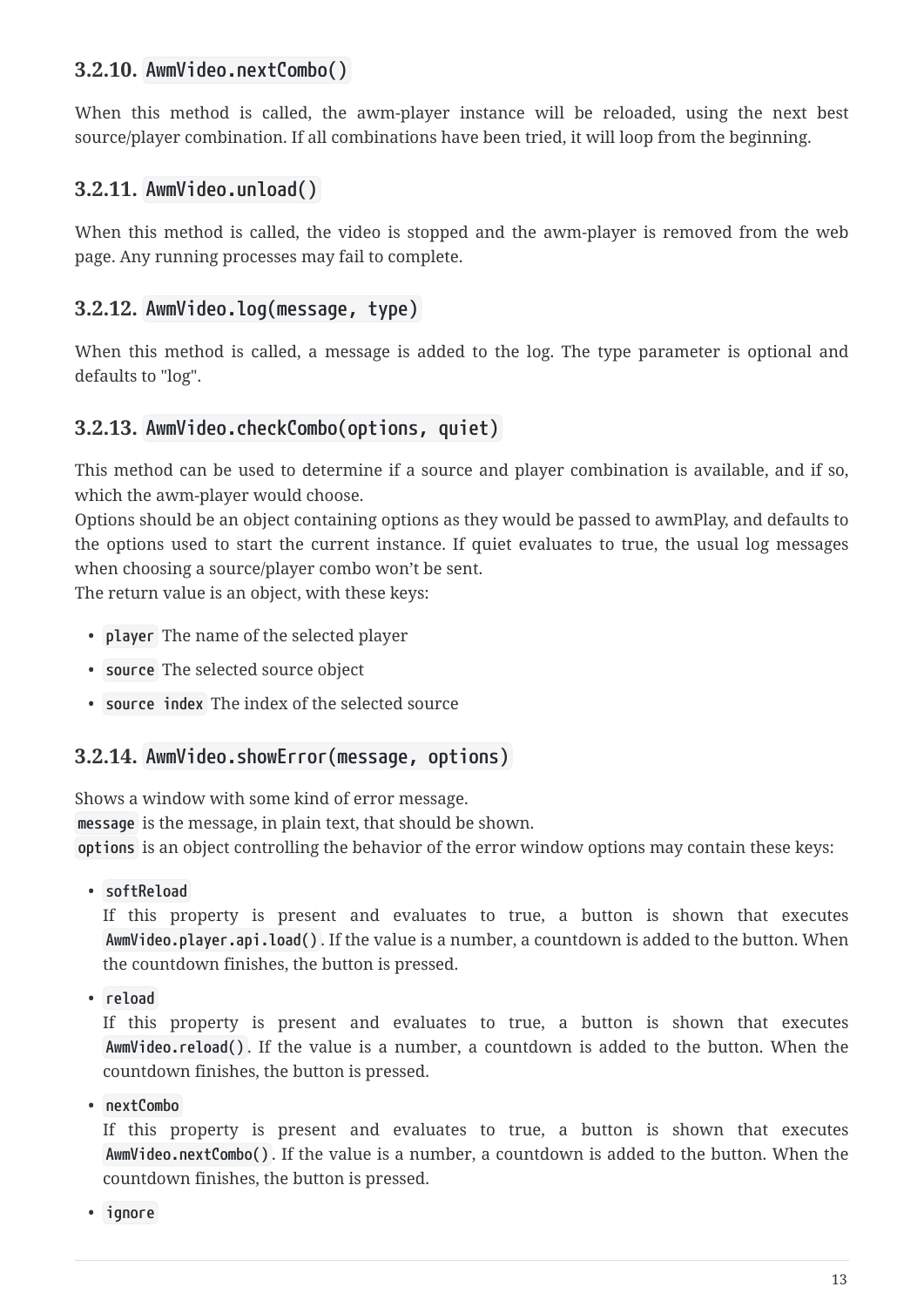### 3.2.10. `AwmVideo.nextCombo()`

When this method is called, the awm-player instance will be reloaded, using the next best source/player combination. If all combinations have been tried, it will loop from the beginning.

### 3.2.11. `AwmVideo.unload()`

When this method is called, the video is stopped and the awm-player is removed from the web page. Any running processes may fail to complete.

### 3.2.12. `AwmVideo.log(message, type)`

When this method is called, a message is added to the log. The type parameter is optional and defaults to "log".

### 3.2.13. `AwmVideo.checkCombo(options, quiet)`

This method can be used to determine if a source and player combination is available, and if so, which the awm-player would choose.
Options should be an object containing options as they would be passed to awmPlay, and defaults to the options used to start the current instance. If quiet evaluates to true, the usual log messages when choosing a source/player combo won't be sent.
The return value is an object, with these keys:

- `player` The name of the selected player
- `source` The selected source object
- `source index` The index of the selected source

### 3.2.14. `AwmVideo.showError(message, options)`

Shows a window with some kind of error message.
`message` is the message, in plain text, that should be shown.
`options` is an object controlling the behavior of the error window options may contain these keys:

- `softReload`
  If this property is present and evaluates to true, a button is shown that executes `AwmVideo.player.api.load()`. If the value is a number, a countdown is added to the button. When the countdown finishes, the button is pressed.
- `reload`
  If this property is present and evaluates to true, a button is shown that executes `AwmVideo.reload()`. If the value is a number, a countdown is added to the button. When the countdown finishes, the button is pressed.
- `nextCombo`
  If this property is present and evaluates to true, a button is shown that executes `AwmVideo.nextCombo()`. If the value is a number, a countdown is added to the button. When the countdown finishes, the button is pressed.
- `ignore`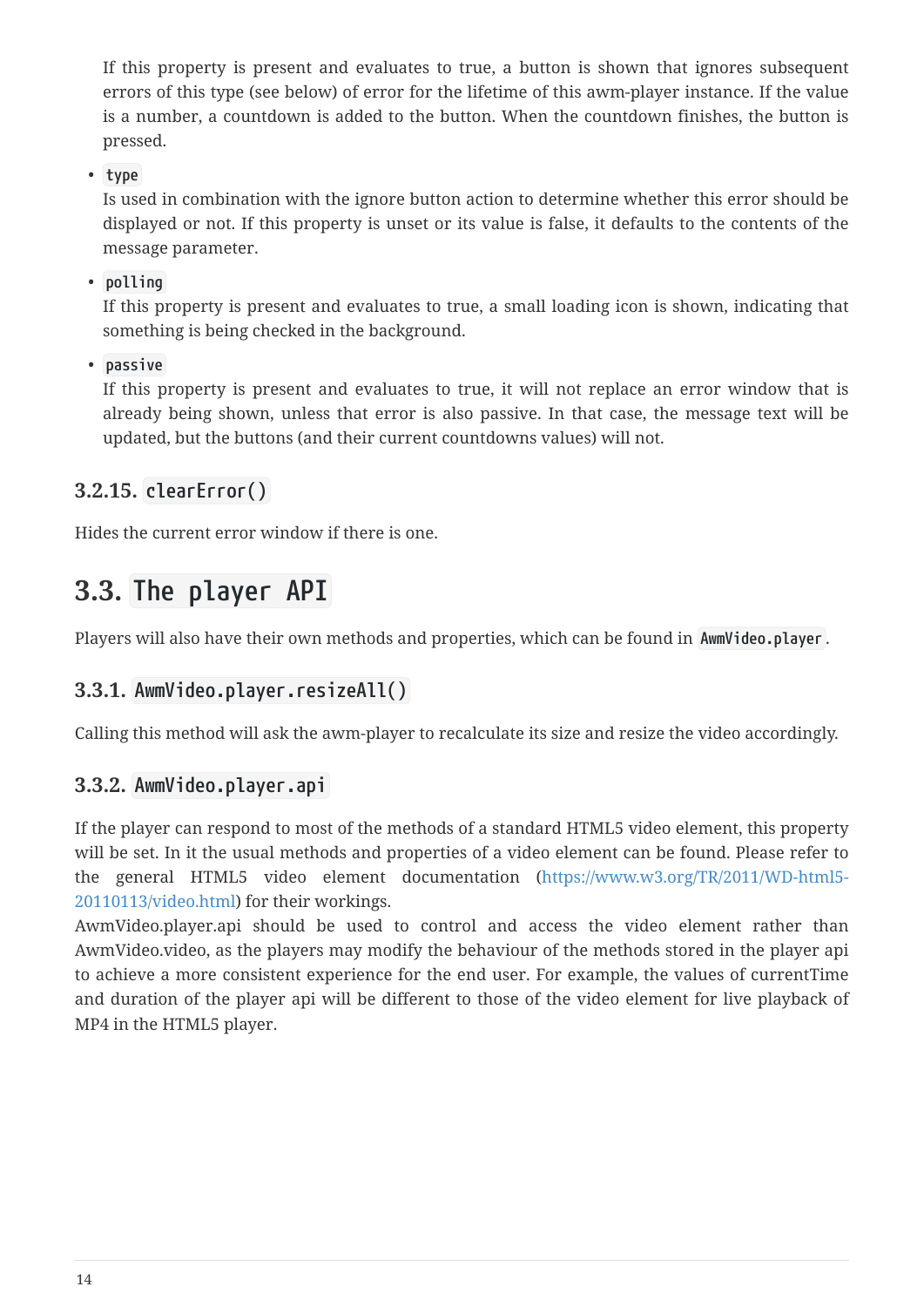If this property is present and evaluates to true, a button is shown that ignores subsequent errors of this type (see below) of error for the lifetime of this awm-player instance. If the value is a number, a countdown is added to the button. When the countdown finishes, the button is pressed.

- `type`
  Is used in combination with the ignore button action to determine whether this error should be displayed or not. If this property is unset or its value is false, it defaults to the contents of the message parameter.
- `polling`
  If this property is present and evaluates to true, a small loading icon is shown, indicating that something is being checked in the background.
- `passive`
  If this property is present and evaluates to true, it will not replace an error window that is already being shown, unless that error is also passive. In that case, the message text will be updated, but the buttons (and their current countdowns values) will not.

### 3.2.15. `clearError()`

Hides the current error window if there is one.

## 3.3. `The player API`

Players will also have their own methods and properties, which can be found in `AwmVideo.player`.

### 3.3.1. `AwmVideo.player.resizeAll()`

Calling this method will ask the awm-player to recalculate its size and resize the video accordingly.

### 3.3.2. `AwmVideo.player.api`

If the player can respond to most of the methods of a standard HTML5 video element, this property will be set. In it the usual methods and properties of a video element can be found. Please refer to the general HTML5 video element documentation (https://www.w3.org/TR/2011/WD-html5-20110113/video.html) for their workings.
AwmVideo.player.api should be used to control and access the video element rather than AwmVideo.video, as the players may modify the behaviour of the methods stored in the player api to achieve a more consistent experience for the end user. For example, the values of currentTime and duration of the player api will be different to those of the video element for live playback of MP4 in the HTML5 player.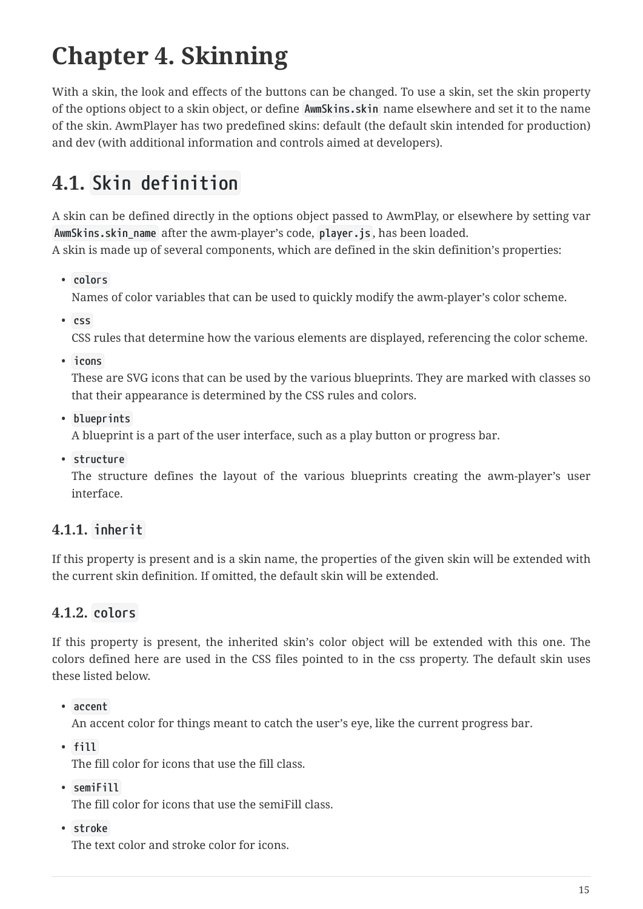# Chapter 4. Skinning

With a skin, the look and effects of the buttons can be changed. To use a skin, set the skin property of the options object to a skin object, or define `AwmSkins.skin` name elsewhere and set it to the name of the skin. AwmPlayer has two predefined skins: default (the default skin intended for production) and dev (with additional information and controls aimed at developers).

## 4.1. `Skin definition`

A skin can be defined directly in the options object passed to AwmPlay, or elsewhere by setting var `AwmSkins.skin_name` after the awm-player's code, `player.js`, has been loaded.
A skin is made up of several components, which are defined in the skin definition's properties:

- `colors`
  Names of color variables that can be used to quickly modify the awm-player's color scheme.
- `css`
  CSS rules that determine how the various elements are displayed, referencing the color scheme.
- `icons`
  These are SVG icons that can be used by the various blueprints. They are marked with classes so that their appearance is determined by the CSS rules and colors.
- `blueprints`
  A blueprint is a part of the user interface, such as a play button or progress bar.
- `structure`
  The structure defines the layout of the various blueprints creating the awm-player's user interface.

### 4.1.1. `inherit`

If this property is present and is a skin name, the properties of the given skin will be extended with the current skin definition. If omitted, the default skin will be extended.

### 4.1.2. `colors`

If this property is present, the inherited skin's color object will be extended with this one. The colors defined here are used in the CSS files pointed to in the css property. The default skin uses these listed below.

- `accent`
  An accent color for things meant to catch the user's eye, like the current progress bar.
- `fill`
  The fill color for icons that use the fill class.
- `semiFill`
  The fill color for icons that use the semiFill class.
- `stroke`
  The text color and stroke color for icons.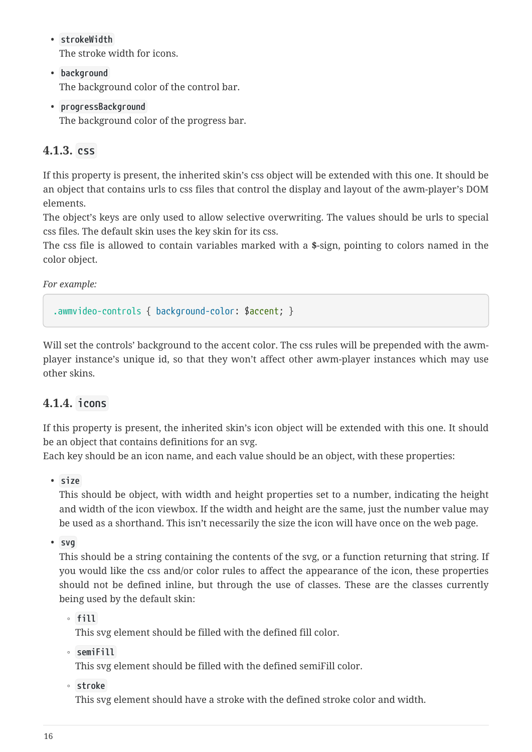- `strokeWidth`
  The stroke width for icons.
- `background`
  The background color of the control bar.
- `progressBackground`
  The background color of the progress bar.

### 4.1.3. `css`

If this property is present, the inherited skin's css object will be extended with this one. It should be an object that contains urls to css files that control the display and layout of the awm-player's DOM elements.
The object's keys are only used to allow selective overwriting. The values should be urls to special css files. The default skin uses the key skin for its css.
The css file is allowed to contain variables marked with a **$**-sign, pointing to colors named in the color object.

*For example:*

```
.awmvideo-controls { background-color: $accent; }
```

Will set the controls' background to the accent color. The css rules will be prepended with the awm-player instance's unique id, so that they won't affect other awm-player instances which may use other skins.

### 4.1.4. `icons`

If this property is present, the inherited skin's icon object will be extended with this one. It should be an object that contains definitions for an svg.
Each key should be an icon name, and each value should be an object, with these properties:

- `size`
  This should be object, with width and height properties set to a number, indicating the height and width of the icon viewbox. If the width and height are the same, just the number value may be used as a shorthand. This isn't necessarily the size the icon will have once on the web page.
- `svg`
  This should be a string containing the contents of the svg, or a function returning that string. If you would like the css and/or color rules to affect the appearance of the icon, these properties should not be defined inline, but through the use of classes. These are the classes currently being used by the default skin:
  - `fill`
    This svg element should be filled with the defined fill color.
  - `semiFill`
    This svg element should be filled with the defined semiFill color.
  - `stroke`
    This svg element should have a stroke with the defined stroke color and width.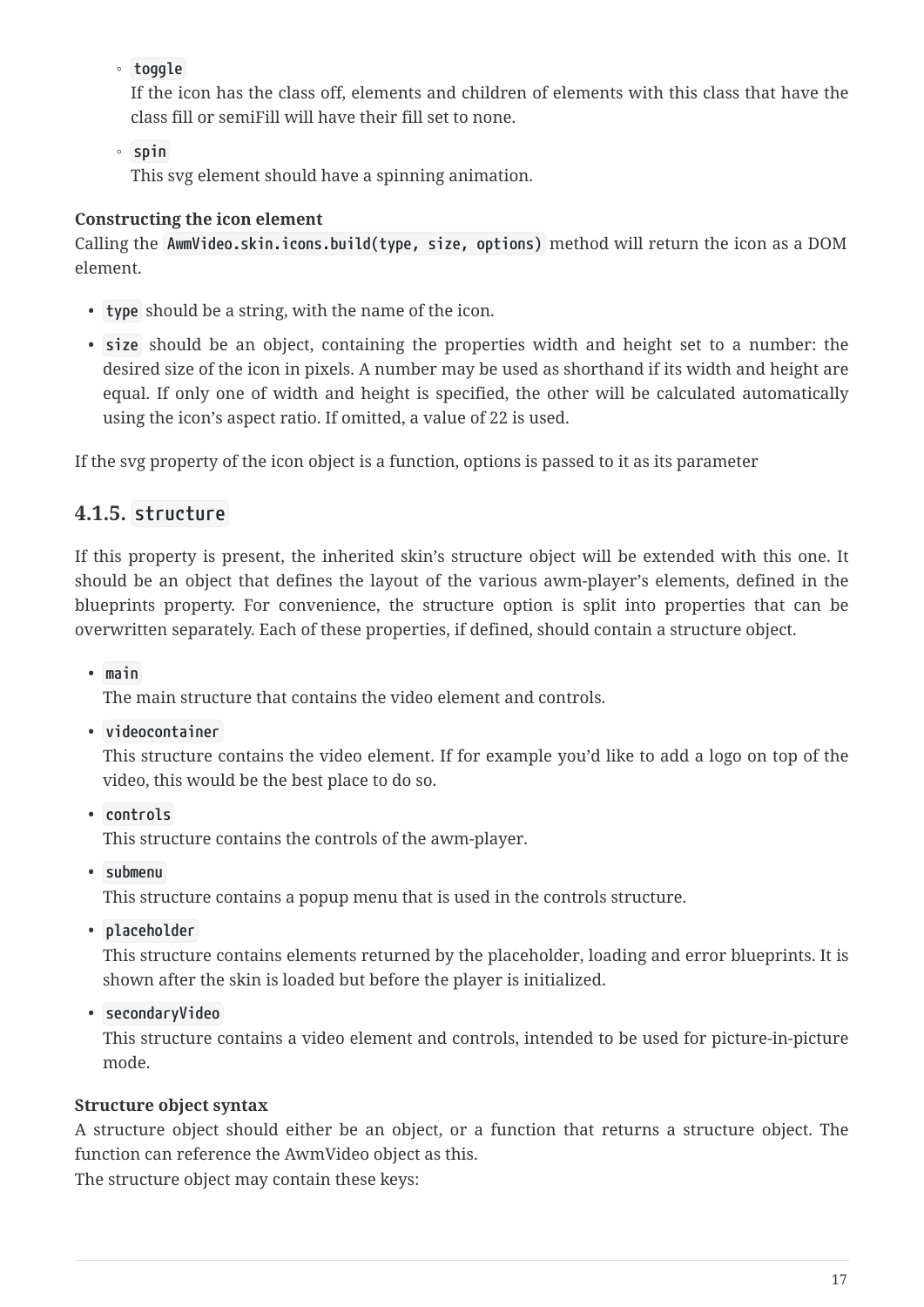- `toggle`
    If the icon has the class off, elements and children of elements with this class that have the class fill or semiFill will have their fill set to none.
  - `spin`
    This svg element should have a spinning animation.

**Constructing the icon element**
Calling the `AwmVideo.skin.icons.build(type, size, options)` method will return the icon as a DOM element.

- `type` should be a string, with the name of the icon.
- `size` should be an object, containing the properties width and height set to a number: the desired size of the icon in pixels. A number may be used as shorthand if its width and height are equal. If only one of width and height is specified, the other will be calculated automatically using the icon's aspect ratio. If omitted, a value of 22 is used.

If the svg property of the icon object is a function, options is passed to it as its parameter

### 4.1.5. `structure`

If this property is present, the inherited skin's structure object will be extended with this one. It should be an object that defines the layout of the various awm-player's elements, defined in the blueprints property. For convenience, the structure option is split into properties that can be overwritten separately. Each of these properties, if defined, should contain a structure object.

- `main`
  The main structure that contains the video element and controls.
- `videocontainer`
  This structure contains the video element. If for example you'd like to add a logo on top of the video, this would be the best place to do so.
- `controls`
  This structure contains the controls of the awm-player.
- `submenu`
  This structure contains a popup menu that is used in the controls structure.
- `placeholder`
  This structure contains elements returned by the placeholder, loading and error blueprints. It is shown after the skin is loaded but before the player is initialized.
- `secondaryVideo`
  This structure contains a video element and controls, intended to be used for picture-in-picture mode.

**Structure object syntax**
A structure object should either be an object, or a function that returns a structure object. The function can reference the AwmVideo object as this.
The structure object may contain these keys: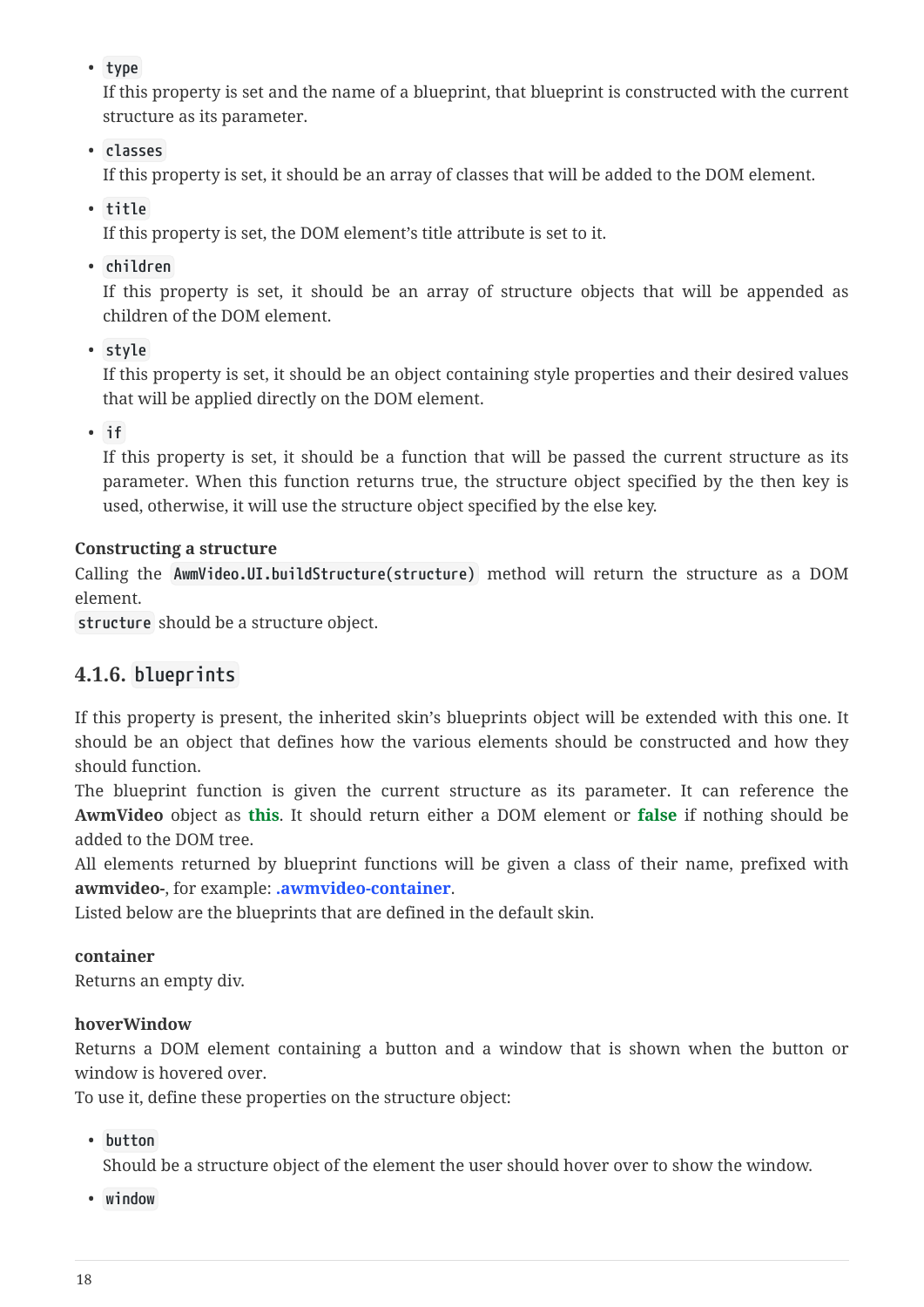- `type`
  If this property is set and the name of a blueprint, that blueprint is constructed with the current structure as its parameter.
- `classes`
  If this property is set, it should be an array of classes that will be added to the DOM element.
- `title`
  If this property is set, the DOM element's title attribute is set to it.
- `children`
  If this property is set, it should be an array of structure objects that will be appended as children of the DOM element.
- `style`
  If this property is set, it should be an object containing style properties and their desired values that will be applied directly on the DOM element.
- `if`
  If this property is set, it should be a function that will be passed the current structure as its parameter. When this function returns true, the structure object specified by the then key is used, otherwise, it will use the structure object specified by the else key.

**Constructing a structure**
Calling the `AwmVideo.UI.buildStructure(structure)` method will return the structure as a DOM element.
`structure` should be a structure object.

### 4.1.6. `blueprints`

If this property is present, the inherited skin's blueprints object will be extended with this one. It should be an object that defines how the various elements should be constructed and how they should function.
The blueprint function is given the current structure as its parameter. It can reference the **AwmVideo** object as **this**. It should return either a DOM element or **false** if nothing should be added to the DOM tree.
All elements returned by blueprint functions will be given a class of their name, prefixed with **awmvideo-**, for example: **.awmvideo-container**.
Listed below are the blueprints that are defined in the default skin.

**container**
Returns an empty div.

**hoverWindow**
Returns a DOM element containing a button and a window that is shown when the button or window is hovered over.
To use it, define these properties on the structure object:

- `button`
  Should be a structure object of the element the user should hover over to show the window.
- `window`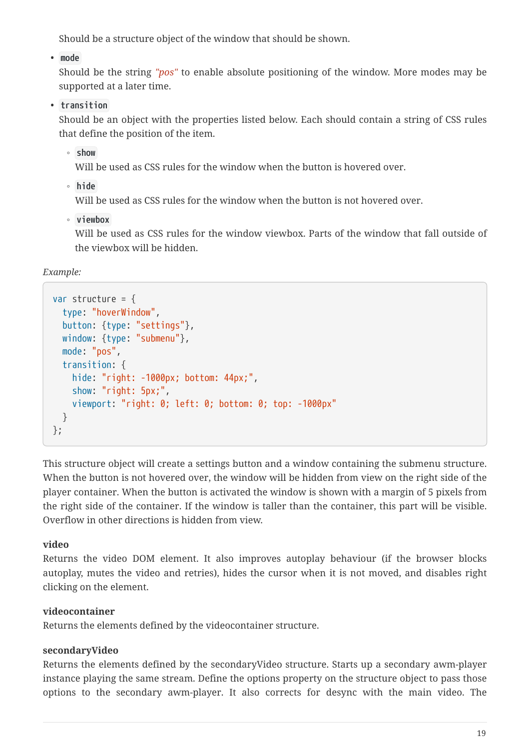Should be a structure object of the window that should be shown.

- `mode`

  Should be the string *"pos"* to enable absolute positioning of the window. More modes may be supported at a later time.

- `transition`

  Should be an object with the properties listed below. Each should contain a string of CSS rules that define the position of the item.

  - `show`

    Will be used as CSS rules for the window when the button is hovered over.

  - `hide`

    Will be used as CSS rules for the window when the button is not hovered over.

  - `viewbox`

    Will be used as CSS rules for the window viewbox. Parts of the window that fall outside of the viewbox will be hidden.

*Example:*

```
var structure = {
  type: "hoverWindow",
  button: {type: "settings"},
  window: {type: "submenu"},
  mode: "pos",
  transition: {
    hide: "right: -1000px; bottom: 44px;",
    show: "right: 5px;",
    viewport: "right: 0; left: 0; bottom: 0; top: -1000px"
  }
};
```

This structure object will create a settings button and a window containing the submenu structure. When the button is not hovered over, the window will be hidden from view on the right side of the player container. When the button is activated the window is shown with a margin of 5 pixels from the right side of the container. If the window is taller than the container, this part will be visible. Overflow in other directions is hidden from view.

**video**

Returns the video DOM element. It also improves autoplay behaviour (if the browser blocks autoplay, mutes the video and retries), hides the cursor when it is not moved, and disables right clicking on the element.

**videocontainer**

Returns the elements defined by the videocontainer structure.

**secondaryVideo**

Returns the elements defined by the secondaryVideo structure. Starts up a secondary awm-player instance playing the same stream. Define the options property on the structure object to pass those options to the secondary awm-player. It also corrects for desync with the main video. The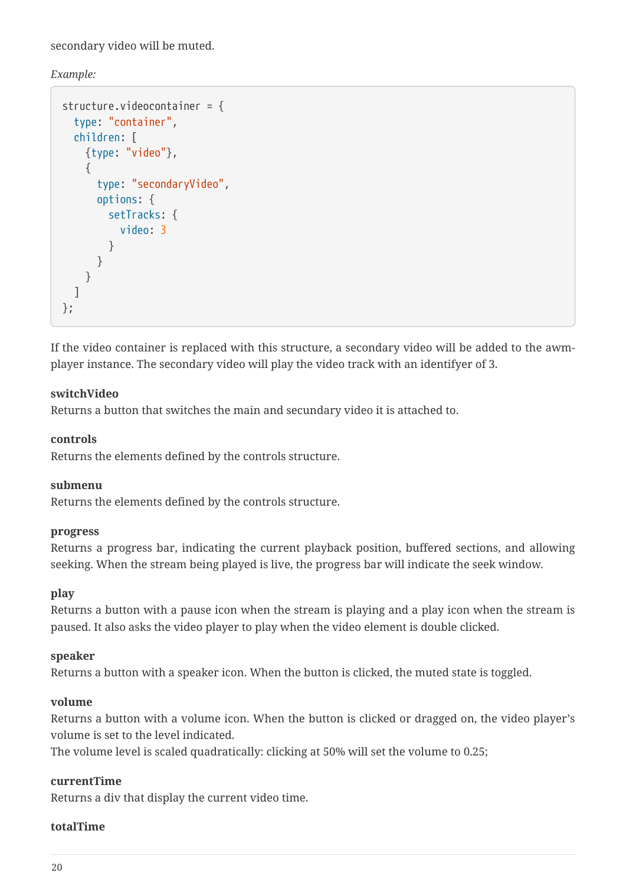secondary video will be muted.

*Example:*

```
structure.videocontainer = {
  type: "container",
  children: [
    {type: "video"},
    {
      type: "secondaryVideo",
      options: {
        setTracks: {
          video: 3
        }
      }
    }
  ]
};
```

If the video container is replaced with this structure, a secondary video will be added to the awm-player instance. The secondary video will play the video track with an identifyer of 3.

**switchVideo**
Returns a button that switches the main and secundary video it is attached to.

**controls**
Returns the elements defined by the controls structure.

**submenu**
Returns the elements defined by the controls structure.

**progress**
Returns a progress bar, indicating the current playback position, buffered sections, and allowing seeking. When the stream being played is live, the progress bar will indicate the seek window.

**play**
Returns a button with a pause icon when the stream is playing and a play icon when the stream is paused. It also asks the video player to play when the video element is double clicked.

**speaker**
Returns a button with a speaker icon. When the button is clicked, the muted state is toggled.

**volume**
Returns a button with a volume icon. When the button is clicked or dragged on, the video player's volume is set to the level indicated.
The volume level is scaled quadratically: clicking at 50% will set the volume to 0.25;

**currentTime**
Returns a div that display the current video time.

**totalTime**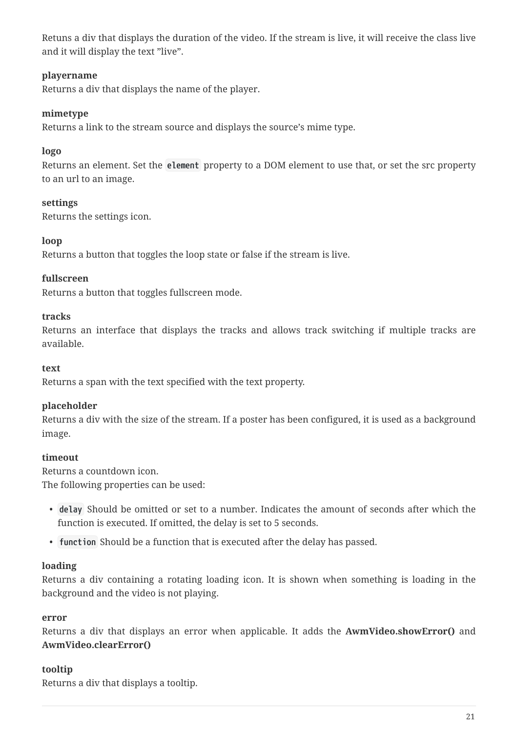Retuns a div that displays the duration of the video. If the stream is live, it will receive the class live and it will display the text ”live”.

**playername**
Returns a div that displays the name of the player.

**mimetype**
Returns a link to the stream source and displays the source’s mime type.

**logo**
Returns an element. Set the `element` property to a DOM element to use that, or set the src property to an url to an image.

**settings**
Returns the settings icon.

**loop**
Returns a button that toggles the loop state or false if the stream is live.

**fullscreen**
Returns a button that toggles fullscreen mode.

**tracks**
Returns an interface that displays the tracks and allows track switching if multiple tracks are available.

**text**
Returns a span with the text specified with the text property.

**placeholder**
Returns a div with the size of the stream. If a poster has been configured, it is used as a background image.

**timeout**
Returns a countdown icon.
The following properties can be used:

- `delay` Should be omitted or set to a number. Indicates the amount of seconds after which the function is executed. If omitted, the delay is set to 5 seconds.
- `function` Should be a function that is executed after the delay has passed.

**loading**
Returns a div containing a rotating loading icon. It is shown when something is loading in the background and the video is not playing.

**error**
Returns a div that displays an error when applicable. It adds the **AwmVideo.showError()** and **AwmVideo.clearError()**

**tooltip**
Returns a div that displays a tooltip.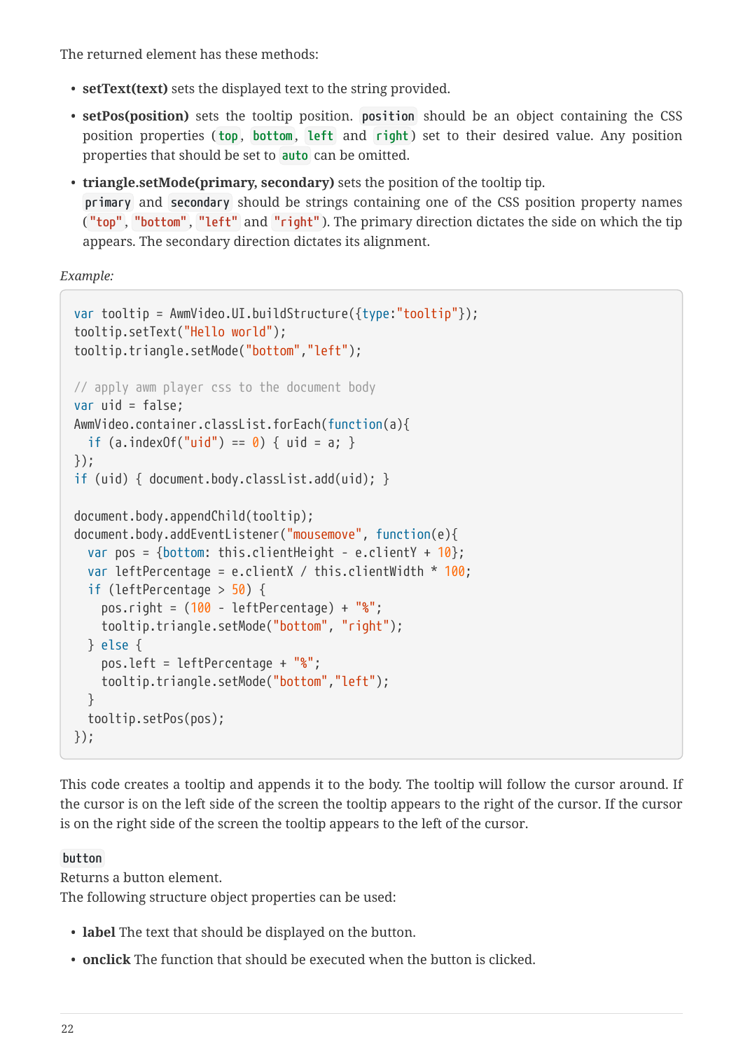The returned element has these methods:

- **setText(text)** sets the displayed text to the string provided.
- **setPos(position)** sets the tooltip position. `position` should be an object containing the CSS position properties (`top`, `bottom`, `left` and `right`) set to their desired value. Any position properties that should be set to `auto` can be omitted.
- **triangle.setMode(primary, secondary)** sets the position of the tooltip tip. `primary` and `secondary` should be strings containing one of the CSS position property names (`"top"`, `"bottom"`, `"left"` and `"right"`). The primary direction dictates the side on which the tip appears. The secondary direction dictates its alignment.

*Example:*

```
var tooltip = AwmVideo.UI.buildStructure({type:"tooltip"});
tooltip.setText("Hello world");
tooltip.triangle.setMode("bottom","left");

// apply awm player css to the document body
var uid = false;
AwmVideo.container.classList.forEach(function(a){
  if (a.indexOf("uid") == 0) { uid = a; }
});
if (uid) { document.body.classList.add(uid); }

document.body.appendChild(tooltip);
document.body.addEventListener("mousemove", function(e){
  var pos = {bottom: this.clientHeight - e.clientY + 10};
  var leftPercentage = e.clientX / this.clientWidth * 100;
  if (leftPercentage > 50) {
    pos.right = (100 - leftPercentage) + "%";
    tooltip.triangle.setMode("bottom", "right");
  } else {
    pos.left = leftPercentage + "%";
    tooltip.triangle.setMode("bottom","left");
  }
  tooltip.setPos(pos);
});
```

This code creates a tooltip and appends it to the body. The tooltip will follow the cursor around. If the cursor is on the left side of the screen the tooltip appears to the right of the cursor. If the cursor is on the right side of the screen the tooltip appears to the left of the cursor.

`button`

Returns a button element.
The following structure object properties can be used:

- **label** The text that should be displayed on the button.
- **onclick** The function that should be executed when the button is clicked.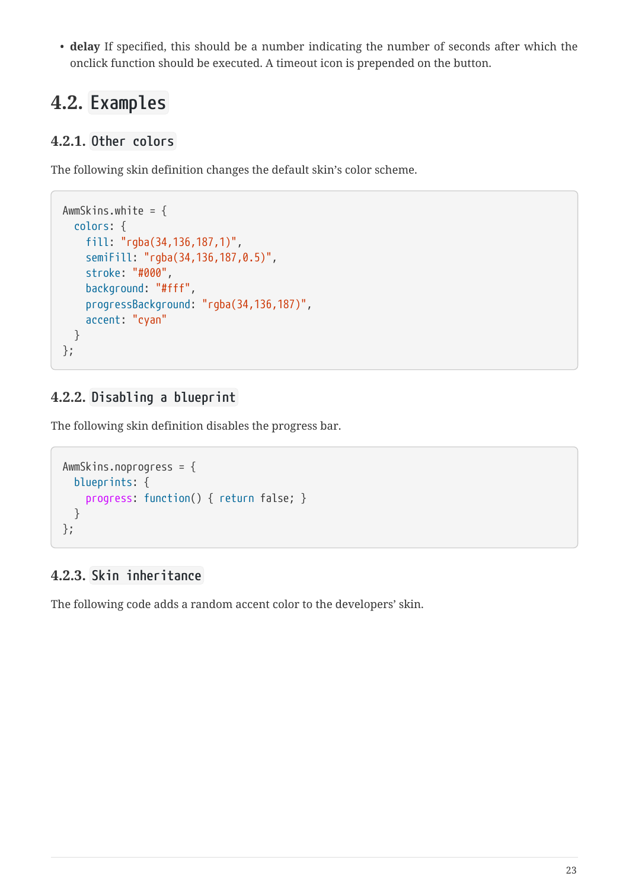- **delay** If specified, this should be a number indicating the number of seconds after which the onclick function should be executed. A timeout icon is prepended on the button.

## 4.2. Examples

### 4.2.1. Other colors

The following skin definition changes the default skin's color scheme.

```
AwmSkins.white = {
  colors: {
    fill: "rgba(34,136,187,1)",
    semiFill: "rgba(34,136,187,0.5)",
    stroke: "#000",
    background: "#fff",
    progressBackground: "rgba(34,136,187)",
    accent: "cyan"
  }
};
```

### 4.2.2. Disabling a blueprint

The following skin definition disables the progress bar.

```
AwmSkins.noprogress = {
  blueprints: {
    progress: function() { return false; }
  }
};
```

### 4.2.3. Skin inheritance

The following code adds a random accent color to the developers' skin.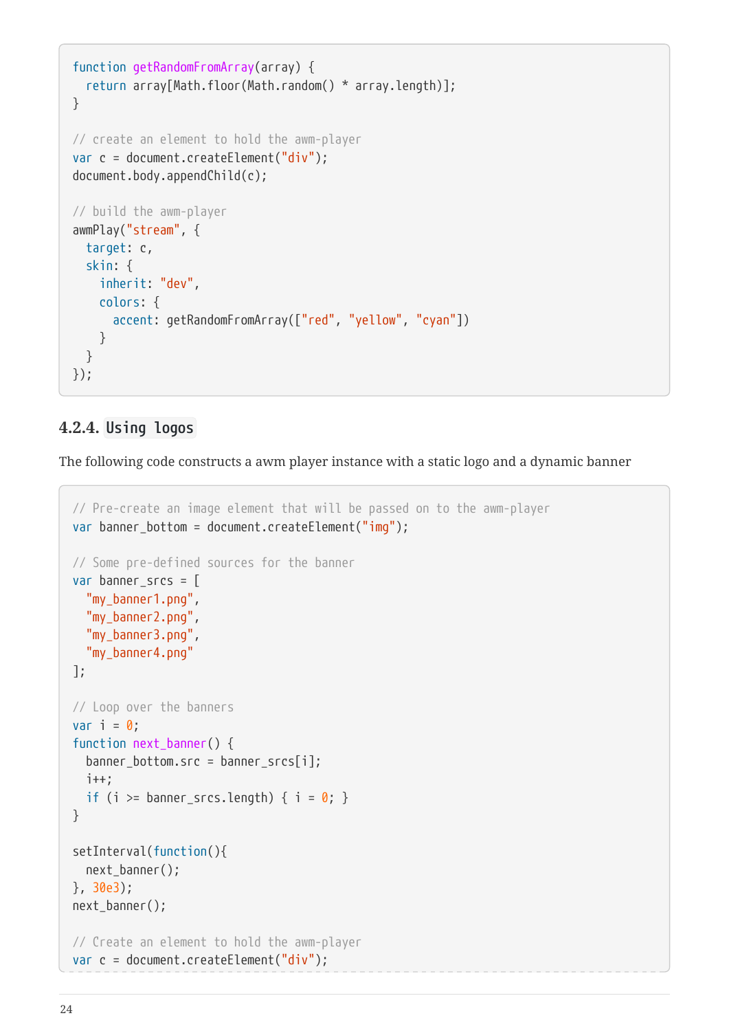```
function getRandomFromArray(array) {
  return array[Math.floor(Math.random() * array.length)];
}

// create an element to hold the awm-player
var c = document.createElement("div");
document.body.appendChild(c);

// build the awm-player
awmPlay("stream", {
  target: c,
  skin: {
    inherit: "dev",
    colors: {
      accent: getRandomFromArray(["red", "yellow", "cyan"])
    }
  }
});
```

### 4.2.4. `Using logos`

The following code constructs a awm player instance with a static logo and a dynamic banner

```
// Pre-create an image element that will be passed on to the awm-player
var banner_bottom = document.createElement("img");

// Some pre-defined sources for the banner
var banner_srcs = [
  "my_banner1.png",
  "my_banner2.png",
  "my_banner3.png",
  "my_banner4.png"
];

// Loop over the banners
var i = 0;
function next_banner() {
  banner_bottom.src = banner_srcs[i];
  i++;
  if (i >= banner_srcs.length) { i = 0; }
}

setInterval(function(){
  next_banner();
}, 30e3);
next_banner();

// Create an element to hold the awm-player
var c = document.createElement("div");
```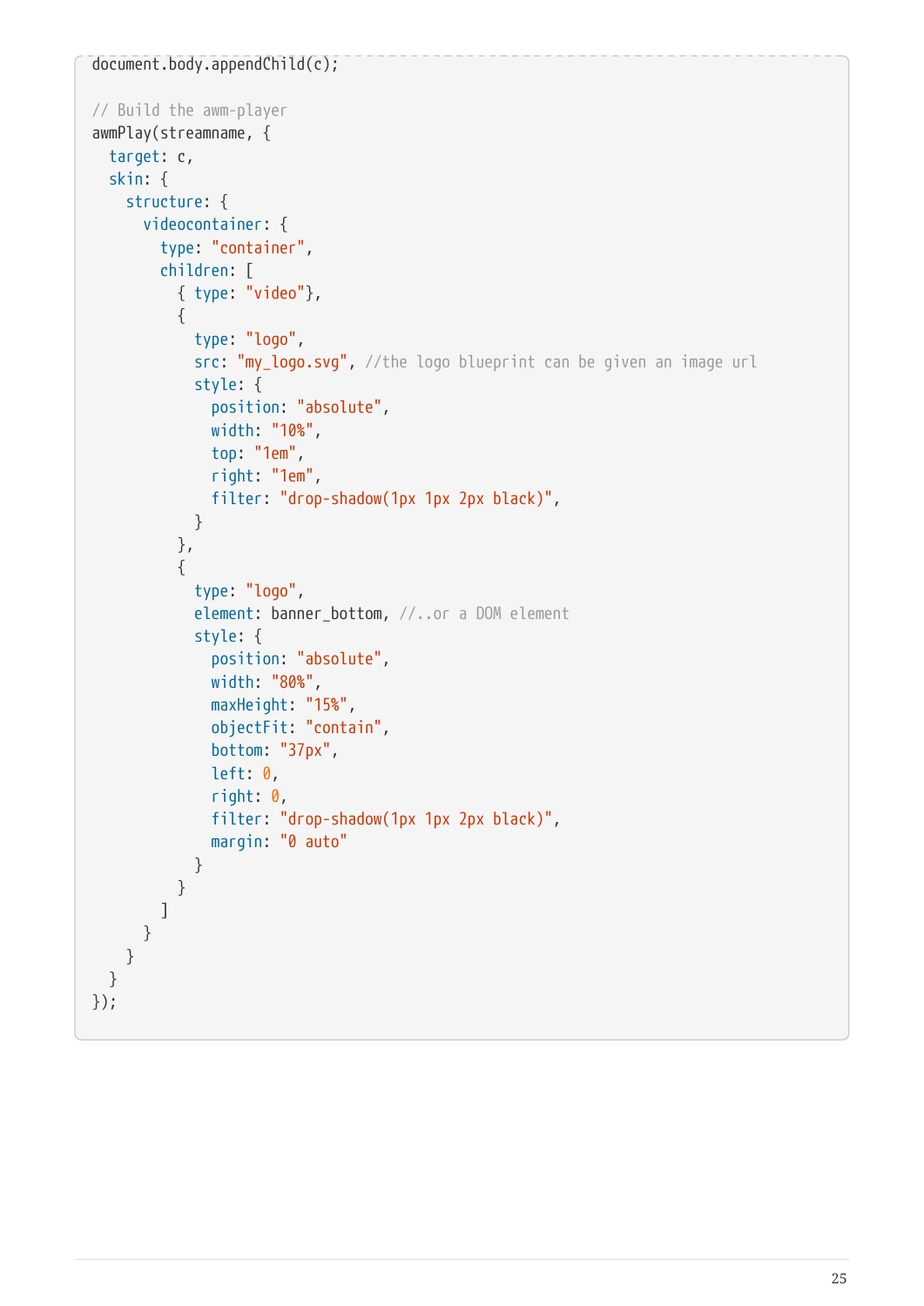```
document.body.appendChild(c);

// Build the awm-player
awmPlay(streamname, {
  target: c,
  skin: {
    structure: {
      videocontainer: {
        type: "container",
        children: [
          { type: "video"},
          {
            type: "logo",
            src: "my_logo.svg", //the logo blueprint can be given an image url
            style: {
              position: "absolute",
              width: "10%",
              top: "1em",
              right: "1em",
              filter: "drop-shadow(1px 1px 2px black)",
            }
          },
          {
            type: "logo",
            element: banner_bottom, //..or a DOM element
            style: {
              position: "absolute",
              width: "80%",
              maxHeight: "15%",
              objectFit: "contain",
              bottom: "37px",
              left: 0,
              right: 0,
              filter: "drop-shadow(1px 1px 2px black)",
              margin: "0 auto"
            }
          }
        ]
      }
    }
  }
});
```